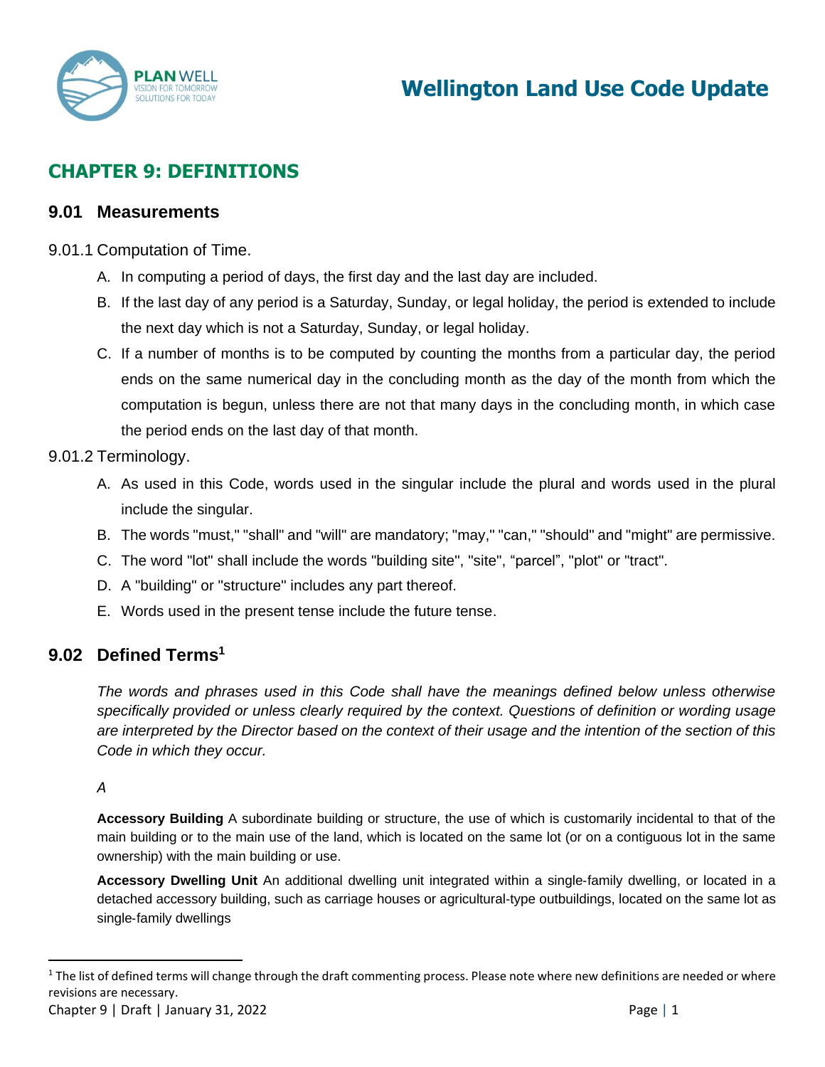# Wellington Land Use Code Update

## CHAPTER 9: DEFINITIONS

### 9.01 Measurements

9.01.1 Computation of Time.

A. In computing a period of days, the first day and the last day are included.

B. If the last day of any period is a Saturday, Sunday, or legal holiday, the period is extended to include the next day which is not a Saturday, Sunday, or legal holiday.

C. If a number of months is to be computed by counting the months from a particular day, the period ends on the same numerical day in the concluding month as the day of the month from which the computation is begun, unless there are not that many days in the concluding month, in which case the period ends on the last day of that month.

9.01.2 Terminology.

A. As used in this Code, words used in the singular include the plural and words used in the plural include the singular.

B. The words "must," "shall" and "will" are mandatory; "may," "can," "should" and "might" are permissive.

C. The word "lot" shall include the words "building site", "site", "parcel", "plot" or "tract".

D. A "building" or "structure" includes any part thereof.

E. Words used in the present tense include the future tense.

### 9.02 Defined Terms[1]

*The words and phrases used in this Code shall have the meanings defined below unless otherwise specifically provided or unless clearly required by the context. Questions of definition or wording usage are interpreted by the Director based on the context of their usage and the intention of the section of this Code in which they occur.*

*A*

**Accessory Building** A subordinate building or structure, the use of which is customarily incidental to that of the main building or to the main use of the land, which is located on the same lot (or on a contiguous lot in the same ownership) with the main building or use.

**Accessory Dwelling Unit** An additional dwelling unit integrated within a single-family dwelling, or located in a detached accessory building, such as carriage houses or agricultural-type outbuildings, located on the same lot as single-family dwellings

[1] The list of defined terms will change through the draft commenting process. Please note where new definitions are needed or where revisions are necessary.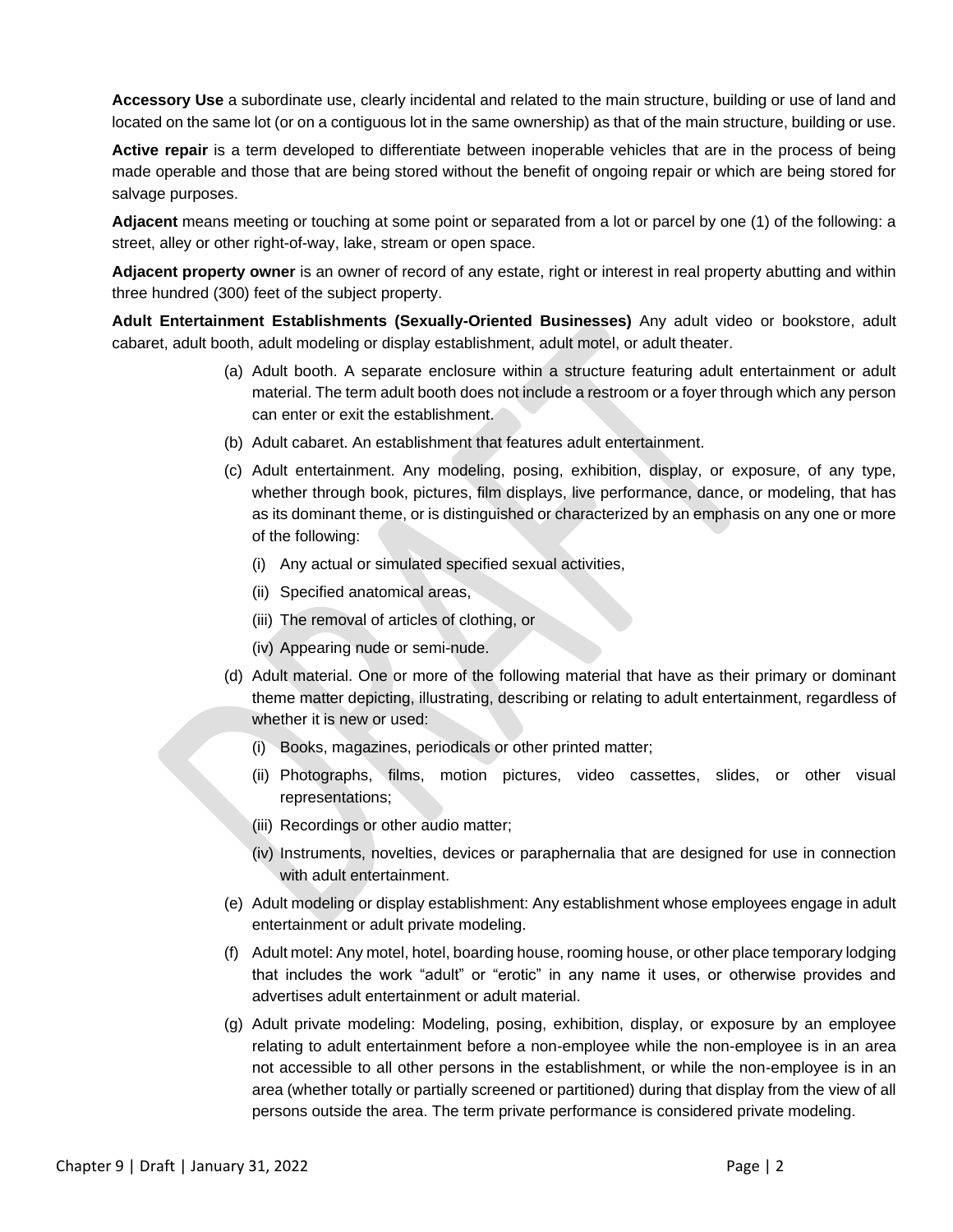**Accessory Use** a subordinate use, clearly incidental and related to the main structure, building or use of land and located on the same lot (or on a contiguous lot in the same ownership) as that of the main structure, building or use.

**Active repair** is a term developed to differentiate between inoperable vehicles that are in the process of being made operable and those that are being stored without the benefit of ongoing repair or which are being stored for salvage purposes.

**Adjacent** means meeting or touching at some point or separated from a lot or parcel by one (1) of the following: a street, alley or other right-of-way, lake, stream or open space.

**Adjacent property owner** is an owner of record of any estate, right or interest in real property abutting and within three hundred (300) feet of the subject property.

**Adult Entertainment Establishments (Sexually-Oriented Businesses)** Any adult video or bookstore, adult cabaret, adult booth, adult modeling or display establishment, adult motel, or adult theater.

(a) Adult booth. A separate enclosure within a structure featuring adult entertainment or adult material. The term adult booth does not include a restroom or a foyer through which any person can enter or exit the establishment.

(b) Adult cabaret. An establishment that features adult entertainment.

(c) Adult entertainment. Any modeling, posing, exhibition, display, or exposure, of any type, whether through book, pictures, film displays, live performance, dance, or modeling, that has as its dominant theme, or is distinguished or characterized by an emphasis on any one or more of the following:

  (i) Any actual or simulated specified sexual activities,

  (ii) Specified anatomical areas,

  (iii) The removal of articles of clothing, or

  (iv) Appearing nude or semi-nude.

(d) Adult material. One or more of the following material that have as their primary or dominant theme matter depicting, illustrating, describing or relating to adult entertainment, regardless of whether it is new or used:

  (i) Books, magazines, periodicals or other printed matter;

  (ii) Photographs, films, motion pictures, video cassettes, slides, or other visual representations;

  (iii) Recordings or other audio matter;

  (iv) Instruments, novelties, devices or paraphernalia that are designed for use in connection with adult entertainment.

(e) Adult modeling or display establishment: Any establishment whose employees engage in adult entertainment or adult private modeling.

(f) Adult motel: Any motel, hotel, boarding house, rooming house, or other place temporary lodging that includes the work "adult" or "erotic" in any name it uses, or otherwise provides and advertises adult entertainment or adult material.

(g) Adult private modeling: Modeling, posing, exhibition, display, or exposure by an employee relating to adult entertainment before a non-employee while the non-employee is in an area not accessible to all other persons in the establishment, or while the non-employee is in an area (whether totally or partially screened or partitioned) during that display from the view of all persons outside the area. The term private performance is considered private modeling.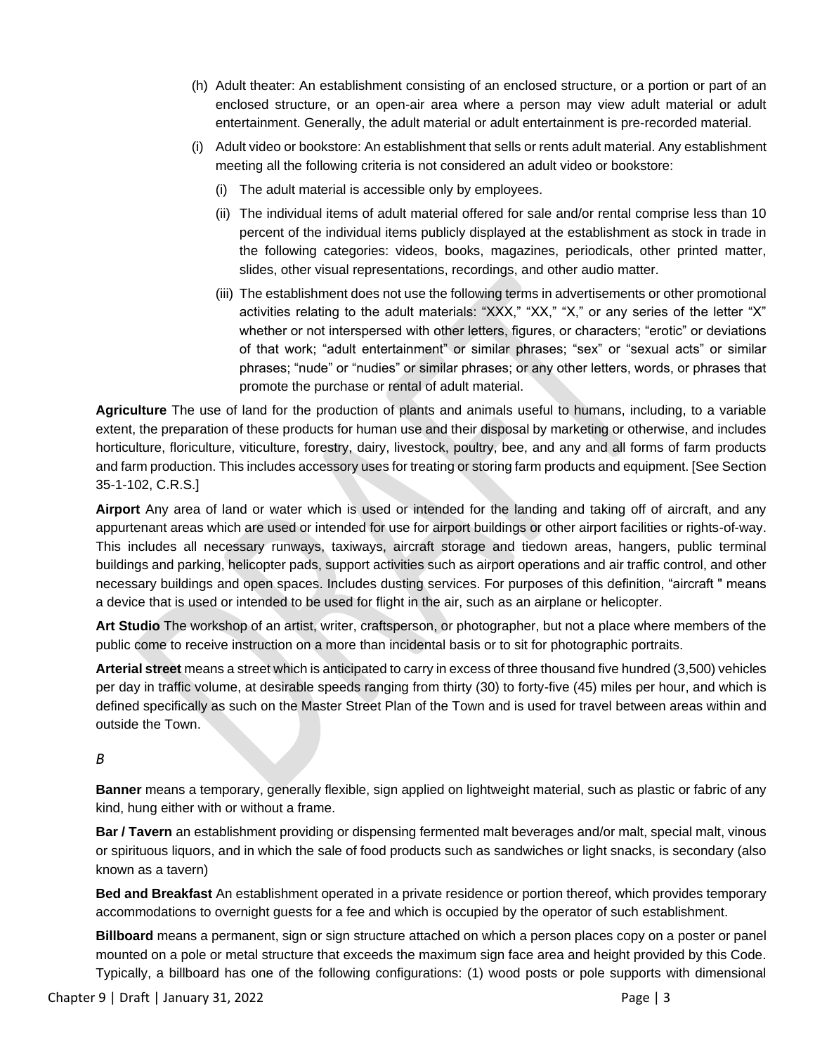(h) Adult theater: An establishment consisting of an enclosed structure, or a portion or part of an enclosed structure, or an open-air area where a person may view adult material or adult entertainment. Generally, the adult material or adult entertainment is pre-recorded material.

(i) Adult video or bookstore: An establishment that sells or rents adult material. Any establishment meeting all the following criteria is not considered an adult video or bookstore:

(i) The adult material is accessible only by employees.

(ii) The individual items of adult material offered for sale and/or rental comprise less than 10 percent of the individual items publicly displayed at the establishment as stock in trade in the following categories: videos, books, magazines, periodicals, other printed matter, slides, other visual representations, recordings, and other audio matter.

(iii) The establishment does not use the following terms in advertisements or other promotional activities relating to the adult materials: "XXX," "XX," "X," or any series of the letter "X" whether or not interspersed with other letters, figures, or characters; "erotic" or deviations of that work; "adult entertainment" or similar phrases; "sex" or "sexual acts" or similar phrases; "nude" or "nudies" or similar phrases; or any other letters, words, or phrases that promote the purchase or rental of adult material.

**Agriculture** The use of land for the production of plants and animals useful to humans, including, to a variable extent, the preparation of these products for human use and their disposal by marketing or otherwise, and includes horticulture, floriculture, viticulture, forestry, dairy, livestock, poultry, bee, and any and all forms of farm products and farm production. This includes accessory uses for treating or storing farm products and equipment. [See Section 35-1-102, C.R.S.]

**Airport** Any area of land or water which is used or intended for the landing and taking off of aircraft, and any appurtenant areas which are used or intended for use for airport buildings or other airport facilities or rights-of-way. This includes all necessary runways, taxiways, aircraft storage and tiedown areas, hangers, public terminal buildings and parking, helicopter pads, support activities such as airport operations and air traffic control, and other necessary buildings and open spaces. Includes dusting services. For purposes of this definition, "aircraft " means a device that is used or intended to be used for flight in the air, such as an airplane or helicopter.

**Art Studio** The workshop of an artist, writer, craftsperson, or photographer, but not a place where members of the public come to receive instruction on a more than incidental basis or to sit for photographic portraits.

**Arterial street** means a street which is anticipated to carry in excess of three thousand five hundred (3,500) vehicles per day in traffic volume, at desirable speeds ranging from thirty (30) to forty-five (45) miles per hour, and which is defined specifically as such on the Master Street Plan of the Town and is used for travel between areas within and outside the Town.

*B*

**Banner** means a temporary, generally flexible, sign applied on lightweight material, such as plastic or fabric of any kind, hung either with or without a frame.

**Bar / Tavern** an establishment providing or dispensing fermented malt beverages and/or malt, special malt, vinous or spirituous liquors, and in which the sale of food products such as sandwiches or light snacks, is secondary (also known as a tavern)

**Bed and Breakfast** An establishment operated in a private residence or portion thereof, which provides temporary accommodations to overnight guests for a fee and which is occupied by the operator of such establishment.

**Billboard** means a permanent, sign or sign structure attached on which a person places copy on a poster or panel mounted on a pole or metal structure that exceeds the maximum sign face area and height provided by this Code. Typically, a billboard has one of the following configurations: (1) wood posts or pole supports with dimensional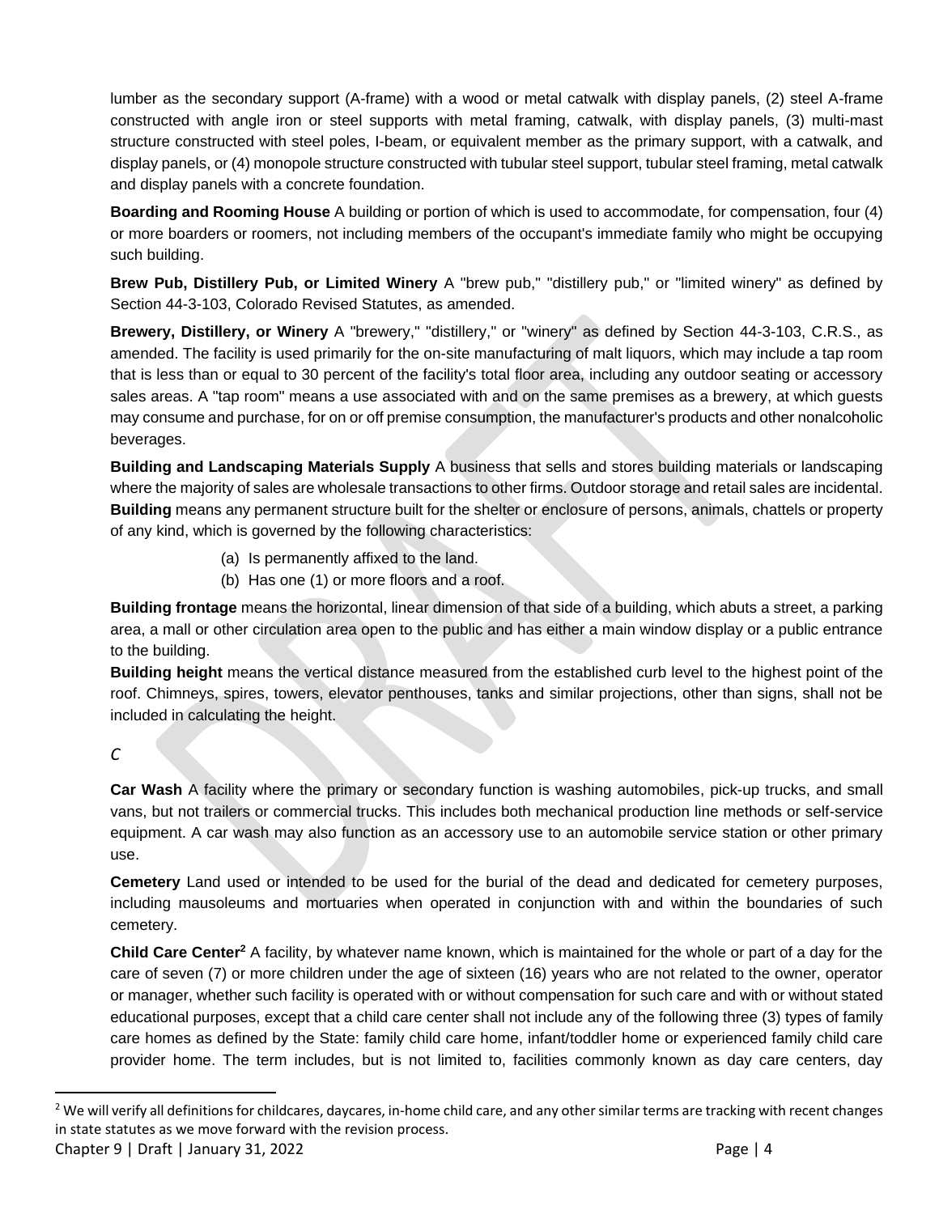lumber as the secondary support (A-frame) with a wood or metal catwalk with display panels, (2) steel A-frame constructed with angle iron or steel supports with metal framing, catwalk, with display panels, (3) multi-mast structure constructed with steel poles, I-beam, or equivalent member as the primary support, with a catwalk, and display panels, or (4) monopole structure constructed with tubular steel support, tubular steel framing, metal catwalk and display panels with a concrete foundation.

**Boarding and Rooming House** A building or portion of which is used to accommodate, for compensation, four (4) or more boarders or roomers, not including members of the occupant's immediate family who might be occupying such building.

**Brew Pub, Distillery Pub, or Limited Winery** A "brew pub," "distillery pub," or "limited winery" as defined by Section 44-3-103, Colorado Revised Statutes, as amended.

**Brewery, Distillery, or Winery** A "brewery," "distillery," or "winery" as defined by Section 44-3-103, C.R.S., as amended. The facility is used primarily for the on-site manufacturing of malt liquors, which may include a tap room that is less than or equal to 30 percent of the facility's total floor area, including any outdoor seating or accessory sales areas. A "tap room" means a use associated with and on the same premises as a brewery, at which guests may consume and purchase, for on or off premise consumption, the manufacturer's products and other nonalcoholic beverages.

**Building and Landscaping Materials Supply** A business that sells and stores building materials or landscaping where the majority of sales are wholesale transactions to other firms. Outdoor storage and retail sales are incidental.

**Building** means any permanent structure built for the shelter or enclosure of persons, animals, chattels or property of any kind, which is governed by the following characteristics:

(a) Is permanently affixed to the land.
(b) Has one (1) or more floors and a roof.

**Building frontage** means the horizontal, linear dimension of that side of a building, which abuts a street, a parking area, a mall or other circulation area open to the public and has either a main window display or a public entrance to the building.

**Building height** means the vertical distance measured from the established curb level to the highest point of the roof. Chimneys, spires, towers, elevator penthouses, tanks and similar projections, other than signs, shall not be included in calculating the height.

*C*

**Car Wash** A facility where the primary or secondary function is washing automobiles, pick-up trucks, and small vans, but not trailers or commercial trucks. This includes both mechanical production line methods or self-service equipment. A car wash may also function as an accessory use to an automobile service station or other primary use.

**Cemetery** Land used or intended to be used for the burial of the dead and dedicated for cemetery purposes, including mausoleums and mortuaries when operated in conjunction with and within the boundaries of such cemetery.

**Child Care Center**[2] A facility, by whatever name known, which is maintained for the whole or part of a day for the care of seven (7) or more children under the age of sixteen (16) years who are not related to the owner, operator or manager, whether such facility is operated with or without compensation for such care and with or without stated educational purposes, except that a child care center shall not include any of the following three (3) types of family care homes as defined by the State: family child care home, infant/toddler home or experienced family child care provider home. The term includes, but is not limited to, facilities commonly known as day care centers, day

[2] We will verify all definitions for childcares, daycares, in-home child care, and any other similar terms are tracking with recent changes in state statutes as we move forward with the revision process.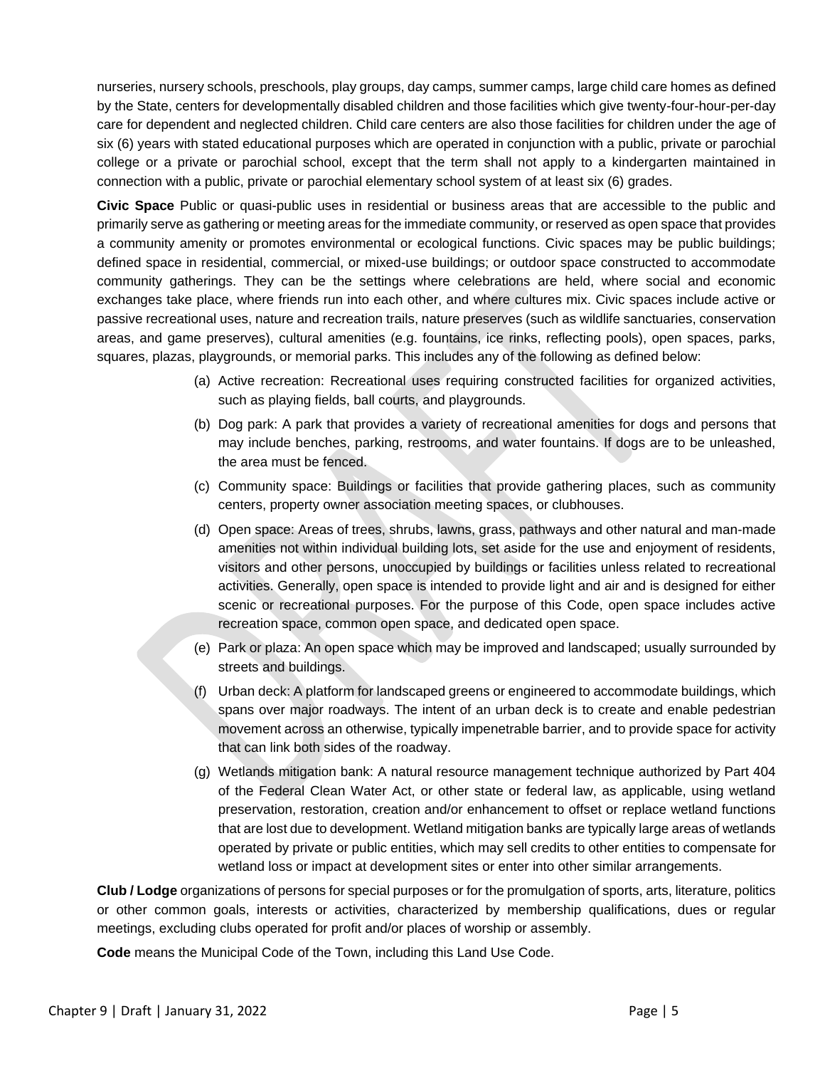nurseries, nursery schools, preschools, play groups, day camps, summer camps, large child care homes as defined by the State, centers for developmentally disabled children and those facilities which give twenty-four-hour-per-day care for dependent and neglected children. Child care centers are also those facilities for children under the age of six (6) years with stated educational purposes which are operated in conjunction with a public, private or parochial college or a private or parochial school, except that the term shall not apply to a kindergarten maintained in connection with a public, private or parochial elementary school system of at least six (6) grades.

**Civic Space** Public or quasi-public uses in residential or business areas that are accessible to the public and primarily serve as gathering or meeting areas for the immediate community, or reserved as open space that provides a community amenity or promotes environmental or ecological functions. Civic spaces may be public buildings; defined space in residential, commercial, or mixed-use buildings; or outdoor space constructed to accommodate community gatherings. They can be the settings where celebrations are held, where social and economic exchanges take place, where friends run into each other, and where cultures mix. Civic spaces include active or passive recreational uses, nature and recreation trails, nature preserves (such as wildlife sanctuaries, conservation areas, and game preserves), cultural amenities (e.g. fountains, ice rinks, reflecting pools), open spaces, parks, squares, plazas, playgrounds, or memorial parks. This includes any of the following as defined below:

(a) Active recreation: Recreational uses requiring constructed facilities for organized activities, such as playing fields, ball courts, and playgrounds.

(b) Dog park: A park that provides a variety of recreational amenities for dogs and persons that may include benches, parking, restrooms, and water fountains. If dogs are to be unleashed, the area must be fenced.

(c) Community space: Buildings or facilities that provide gathering places, such as community centers, property owner association meeting spaces, or clubhouses.

(d) Open space: Areas of trees, shrubs, lawns, grass, pathways and other natural and man-made amenities not within individual building lots, set aside for the use and enjoyment of residents, visitors and other persons, unoccupied by buildings or facilities unless related to recreational activities. Generally, open space is intended to provide light and air and is designed for either scenic or recreational purposes. For the purpose of this Code, open space includes active recreation space, common open space, and dedicated open space.

(e) Park or plaza: An open space which may be improved and landscaped; usually surrounded by streets and buildings.

(f) Urban deck: A platform for landscaped greens or engineered to accommodate buildings, which spans over major roadways. The intent of an urban deck is to create and enable pedestrian movement across an otherwise, typically impenetrable barrier, and to provide space for activity that can link both sides of the roadway.

(g) Wetlands mitigation bank: A natural resource management technique authorized by Part 404 of the Federal Clean Water Act, or other state or federal law, as applicable, using wetland preservation, restoration, creation and/or enhancement to offset or replace wetland functions that are lost due to development. Wetland mitigation banks are typically large areas of wetlands operated by private or public entities, which may sell credits to other entities to compensate for wetland loss or impact at development sites or enter into other similar arrangements.

**Club / Lodge** organizations of persons for special purposes or for the promulgation of sports, arts, literature, politics or other common goals, interests or activities, characterized by membership qualifications, dues or regular meetings, excluding clubs operated for profit and/or places of worship or assembly.

**Code** means the Municipal Code of the Town, including this Land Use Code.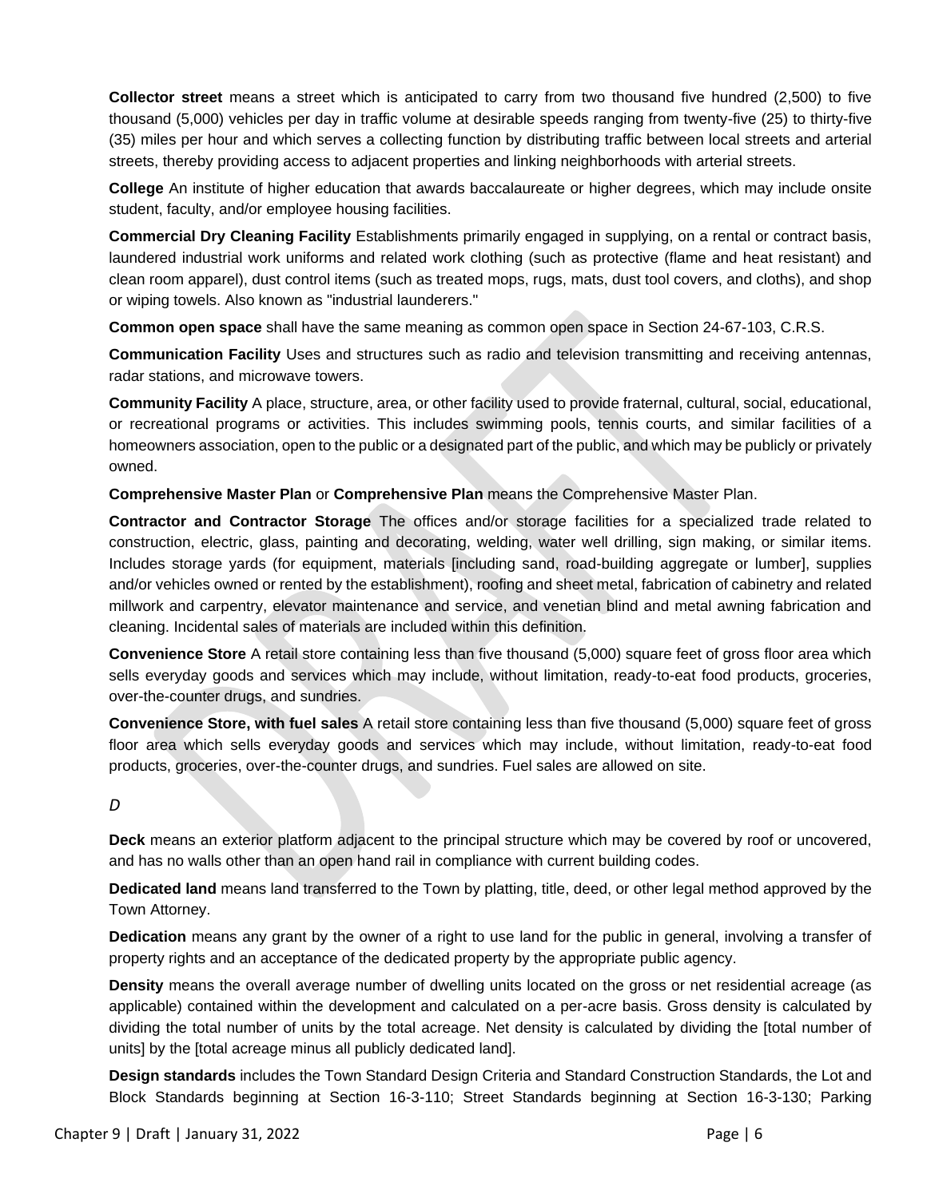**Collector street** means a street which is anticipated to carry from two thousand five hundred (2,500) to five thousand (5,000) vehicles per day in traffic volume at desirable speeds ranging from twenty-five (25) to thirty-five (35) miles per hour and which serves a collecting function by distributing traffic between local streets and arterial streets, thereby providing access to adjacent properties and linking neighborhoods with arterial streets.

**College** An institute of higher education that awards baccalaureate or higher degrees, which may include onsite student, faculty, and/or employee housing facilities.

**Commercial Dry Cleaning Facility** Establishments primarily engaged in supplying, on a rental or contract basis, laundered industrial work uniforms and related work clothing (such as protective (flame and heat resistant) and clean room apparel), dust control items (such as treated mops, rugs, mats, dust tool covers, and cloths), and shop or wiping towels. Also known as "industrial launderers."

**Common open space** shall have the same meaning as common open space in Section 24-67-103, C.R.S.

**Communication Facility** Uses and structures such as radio and television transmitting and receiving antennas, radar stations, and microwave towers.

**Community Facility** A place, structure, area, or other facility used to provide fraternal, cultural, social, educational, or recreational programs or activities. This includes swimming pools, tennis courts, and similar facilities of a homeowners association, open to the public or a designated part of the public, and which may be publicly or privately owned.

**Comprehensive Master Plan** or **Comprehensive Plan** means the Comprehensive Master Plan.

**Contractor and Contractor Storage** The offices and/or storage facilities for a specialized trade related to construction, electric, glass, painting and decorating, welding, water well drilling, sign making, or similar items. Includes storage yards (for equipment, materials [including sand, road-building aggregate or lumber], supplies and/or vehicles owned or rented by the establishment), roofing and sheet metal, fabrication of cabinetry and related millwork and carpentry, elevator maintenance and service, and venetian blind and metal awning fabrication and cleaning. Incidental sales of materials are included within this definition.

**Convenience Store** A retail store containing less than five thousand (5,000) square feet of gross floor area which sells everyday goods and services which may include, without limitation, ready-to-eat food products, groceries, over-the-counter drugs, and sundries.

**Convenience Store, with fuel sales** A retail store containing less than five thousand (5,000) square feet of gross floor area which sells everyday goods and services which may include, without limitation, ready-to-eat food products, groceries, over-the-counter drugs, and sundries. Fuel sales are allowed on site.

*D*

**Deck** means an exterior platform adjacent to the principal structure which may be covered by roof or uncovered, and has no walls other than an open hand rail in compliance with current building codes.

**Dedicated land** means land transferred to the Town by platting, title, deed, or other legal method approved by the Town Attorney.

**Dedication** means any grant by the owner of a right to use land for the public in general, involving a transfer of property rights and an acceptance of the dedicated property by the appropriate public agency.

**Density** means the overall average number of dwelling units located on the gross or net residential acreage (as applicable) contained within the development and calculated on a per-acre basis. Gross density is calculated by dividing the total number of units by the total acreage. Net density is calculated by dividing the [total number of units] by the [total acreage minus all publicly dedicated land].

**Design standards** includes the Town Standard Design Criteria and Standard Construction Standards, the Lot and Block Standards beginning at Section 16-3-110; Street Standards beginning at Section 16-3-130; Parking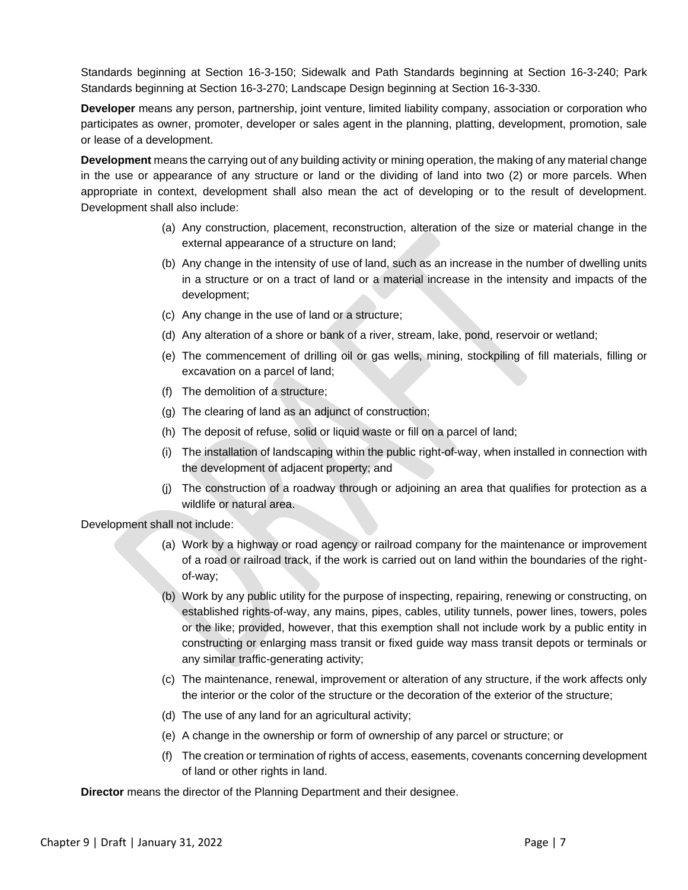Standards beginning at Section 16-3-150; Sidewalk and Path Standards beginning at Section 16-3-240; Park Standards beginning at Section 16-3-270; Landscape Design beginning at Section 16-3-330.

**Developer** means any person, partnership, joint venture, limited liability company, association or corporation who participates as owner, promoter, developer or sales agent in the planning, platting, development, promotion, sale or lease of a development.

**Development** means the carrying out of any building activity or mining operation, the making of any material change in the use or appearance of any structure or land or the dividing of land into two (2) or more parcels. When appropriate in context, development shall also mean the act of developing or to the result of development. Development shall also include:

(a) Any construction, placement, reconstruction, alteration of the size or material change in the external appearance of a structure on land;

(b) Any change in the intensity of use of land, such as an increase in the number of dwelling units in a structure or on a tract of land or a material increase in the intensity and impacts of the development;

(c) Any change in the use of land or a structure;

(d) Any alteration of a shore or bank of a river, stream, lake, pond, reservoir or wetland;

(e) The commencement of drilling oil or gas wells, mining, stockpiling of fill materials, filling or excavation on a parcel of land;

(f) The demolition of a structure;

(g) The clearing of land as an adjunct of construction;

(h) The deposit of refuse, solid or liquid waste or fill on a parcel of land;

(i) The installation of landscaping within the public right-of-way, when installed in connection with the development of adjacent property; and

(j) The construction of a roadway through or adjoining an area that qualifies for protection as a wildlife or natural area.

Development shall not include:

(a) Work by a highway or road agency or railroad company for the maintenance or improvement of a road or railroad track, if the work is carried out on land within the boundaries of the right-of-way;

(b) Work by any public utility for the purpose of inspecting, repairing, renewing or constructing, on established rights-of-way, any mains, pipes, cables, utility tunnels, power lines, towers, poles or the like; provided, however, that this exemption shall not include work by a public entity in constructing or enlarging mass transit or fixed guide way mass transit depots or terminals or any similar traffic-generating activity;

(c) The maintenance, renewal, improvement or alteration of any structure, if the work affects only the interior or the color of the structure or the decoration of the exterior of the structure;

(d) The use of any land for an agricultural activity;

(e) A change in the ownership or form of ownership of any parcel or structure; or

(f) The creation or termination of rights of access, easements, covenants concerning development of land or other rights in land.

**Director** means the director of the Planning Department and their designee.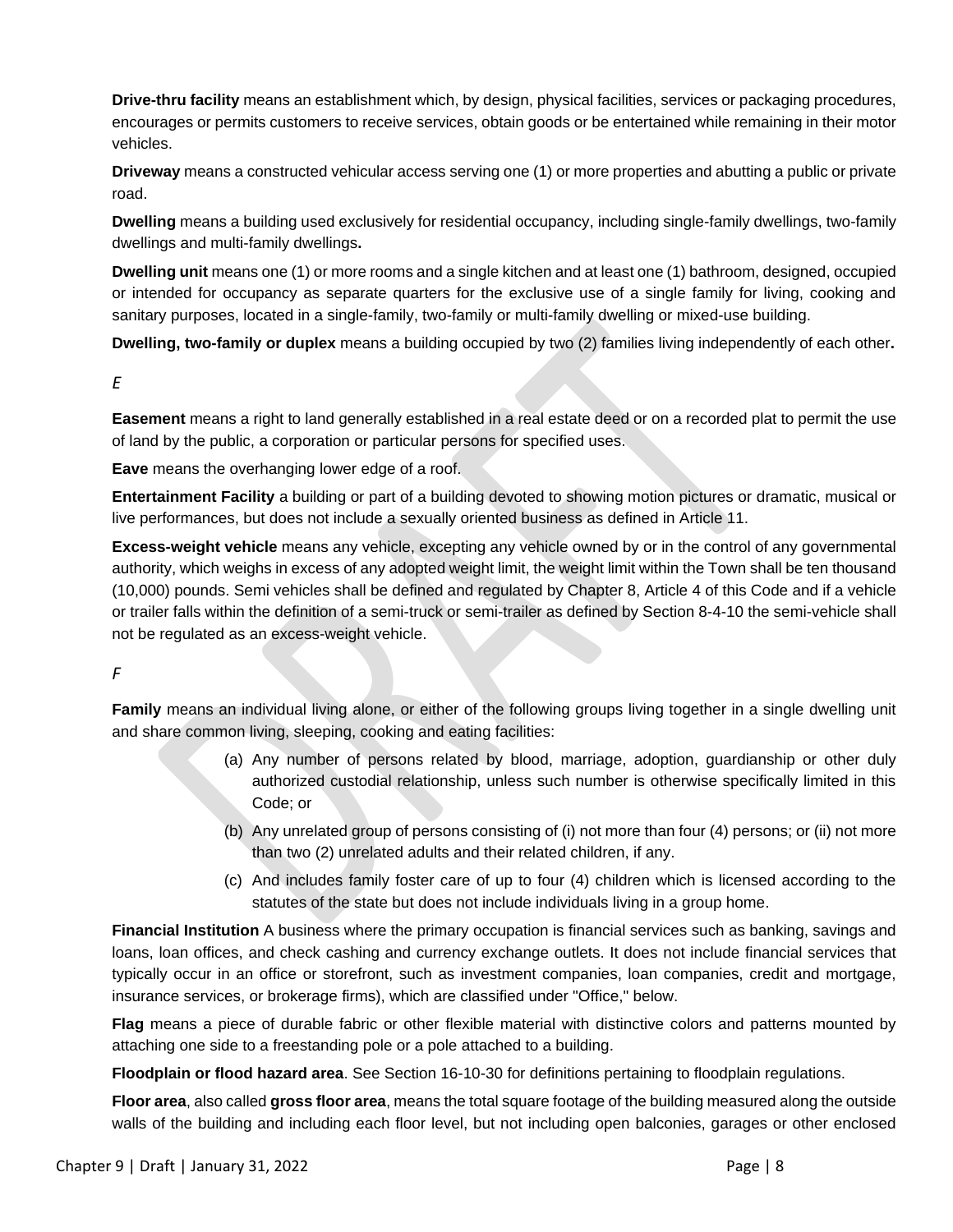**Drive-thru facility** means an establishment which, by design, physical facilities, services or packaging procedures, encourages or permits customers to receive services, obtain goods or be entertained while remaining in their motor vehicles.

**Driveway** means a constructed vehicular access serving one (1) or more properties and abutting a public or private road.

**Dwelling** means a building used exclusively for residential occupancy, including single-family dwellings, two-family dwellings and multi-family dwellings**.**

**Dwelling unit** means one (1) or more rooms and a single kitchen and at least one (1) bathroom, designed, occupied or intended for occupancy as separate quarters for the exclusive use of a single family for living, cooking and sanitary purposes, located in a single-family, two-family or multi-family dwelling or mixed-use building.

**Dwelling, two-family or duplex** means a building occupied by two (2) families living independently of each other**.**

*E*

**Easement** means a right to land generally established in a real estate deed or on a recorded plat to permit the use of land by the public, a corporation or particular persons for specified uses.

**Eave** means the overhanging lower edge of a roof.

**Entertainment Facility** a building or part of a building devoted to showing motion pictures or dramatic, musical or live performances, but does not include a sexually oriented business as defined in Article 11.

**Excess-weight vehicle** means any vehicle, excepting any vehicle owned by or in the control of any governmental authority, which weighs in excess of any adopted weight limit, the weight limit within the Town shall be ten thousand (10,000) pounds. Semi vehicles shall be defined and regulated by Chapter 8, Article 4 of this Code and if a vehicle or trailer falls within the definition of a semi-truck or semi-trailer as defined by Section 8-4-10 the semi-vehicle shall not be regulated as an excess-weight vehicle.

*F*

**Family** means an individual living alone, or either of the following groups living together in a single dwelling unit and share common living, sleeping, cooking and eating facilities:

(a) Any number of persons related by blood, marriage, adoption, guardianship or other duly authorized custodial relationship, unless such number is otherwise specifically limited in this Code; or

(b) Any unrelated group of persons consisting of (i) not more than four (4) persons; or (ii) not more than two (2) unrelated adults and their related children, if any.

(c) And includes family foster care of up to four (4) children which is licensed according to the statutes of the state but does not include individuals living in a group home.

**Financial Institution** A business where the primary occupation is financial services such as banking, savings and loans, loan offices, and check cashing and currency exchange outlets. It does not include financial services that typically occur in an office or storefront, such as investment companies, loan companies, credit and mortgage, insurance services, or brokerage firms), which are classified under "Office," below.

**Flag** means a piece of durable fabric or other flexible material with distinctive colors and patterns mounted by attaching one side to a freestanding pole or a pole attached to a building.

**Floodplain or flood hazard area**. See Section 16-10-30 for definitions pertaining to floodplain regulations.

**Floor area**, also called **gross floor area**, means the total square footage of the building measured along the outside walls of the building and including each floor level, but not including open balconies, garages or other enclosed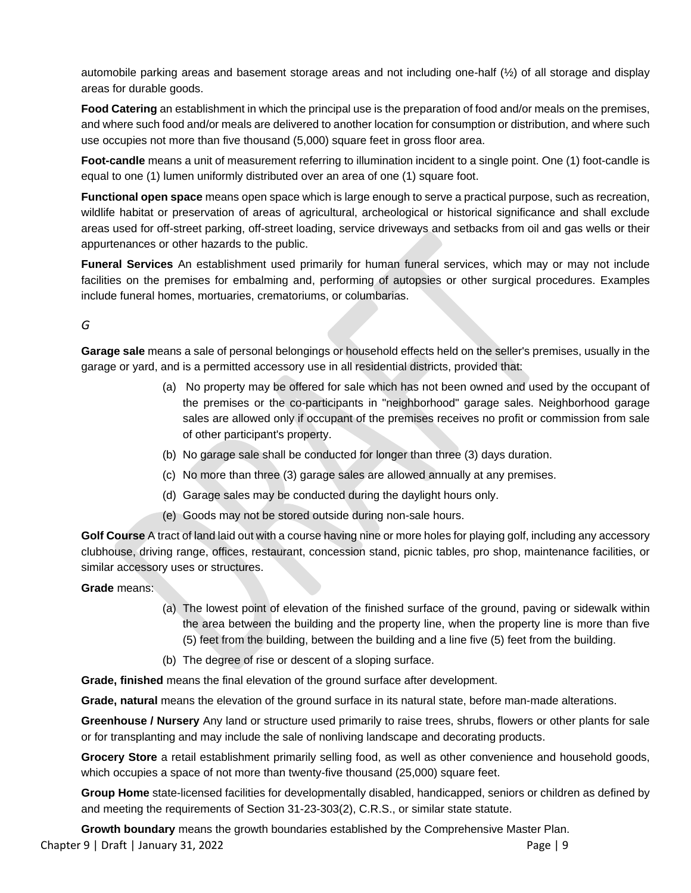automobile parking areas and basement storage areas and not including one-half (½) of all storage and display areas for durable goods.

**Food Catering** an establishment in which the principal use is the preparation of food and/or meals on the premises, and where such food and/or meals are delivered to another location for consumption or distribution, and where such use occupies not more than five thousand (5,000) square feet in gross floor area.

**Foot-candle** means a unit of measurement referring to illumination incident to a single point. One (1) foot-candle is equal to one (1) lumen uniformly distributed over an area of one (1) square foot.

**Functional open space** means open space which is large enough to serve a practical purpose, such as recreation, wildlife habitat or preservation of areas of agricultural, archeological or historical significance and shall exclude areas used for off-street parking, off-street loading, service driveways and setbacks from oil and gas wells or their appurtenances or other hazards to the public.

**Funeral Services** An establishment used primarily for human funeral services, which may or may not include facilities on the premises for embalming and, performing of autopsies or other surgical procedures. Examples include funeral homes, mortuaries, crematoriums, or columbarias.

*G*

**Garage sale** means a sale of personal belongings or household effects held on the seller's premises, usually in the garage or yard, and is a permitted accessory use in all residential districts, provided that:

(a) No property may be offered for sale which has not been owned and used by the occupant of the premises or the co-participants in "neighborhood" garage sales. Neighborhood garage sales are allowed only if occupant of the premises receives no profit or commission from sale of other participant's property.

(b) No garage sale shall be conducted for longer than three (3) days duration.

(c) No more than three (3) garage sales are allowed annually at any premises.

(d) Garage sales may be conducted during the daylight hours only.

(e) Goods may not be stored outside during non-sale hours.

**Golf Course** A tract of land laid out with a course having nine or more holes for playing golf, including any accessory clubhouse, driving range, offices, restaurant, concession stand, picnic tables, pro shop, maintenance facilities, or similar accessory uses or structures.

**Grade** means:

(a) The lowest point of elevation of the finished surface of the ground, paving or sidewalk within the area between the building and the property line, when the property line is more than five (5) feet from the building, between the building and a line five (5) feet from the building.

(b) The degree of rise or descent of a sloping surface.

**Grade, finished** means the final elevation of the ground surface after development.

**Grade, natural** means the elevation of the ground surface in its natural state, before man-made alterations.

**Greenhouse / Nursery** Any land or structure used primarily to raise trees, shrubs, flowers or other plants for sale or for transplanting and may include the sale of nonliving landscape and decorating products.

**Grocery Store** a retail establishment primarily selling food, as well as other convenience and household goods, which occupies a space of not more than twenty-five thousand (25,000) square feet.

**Group Home** state-licensed facilities for developmentally disabled, handicapped, seniors or children as defined by and meeting the requirements of Section 31-23-303(2), C.R.S., or similar state statute.

**Growth boundary** means the growth boundaries established by the Comprehensive Master Plan.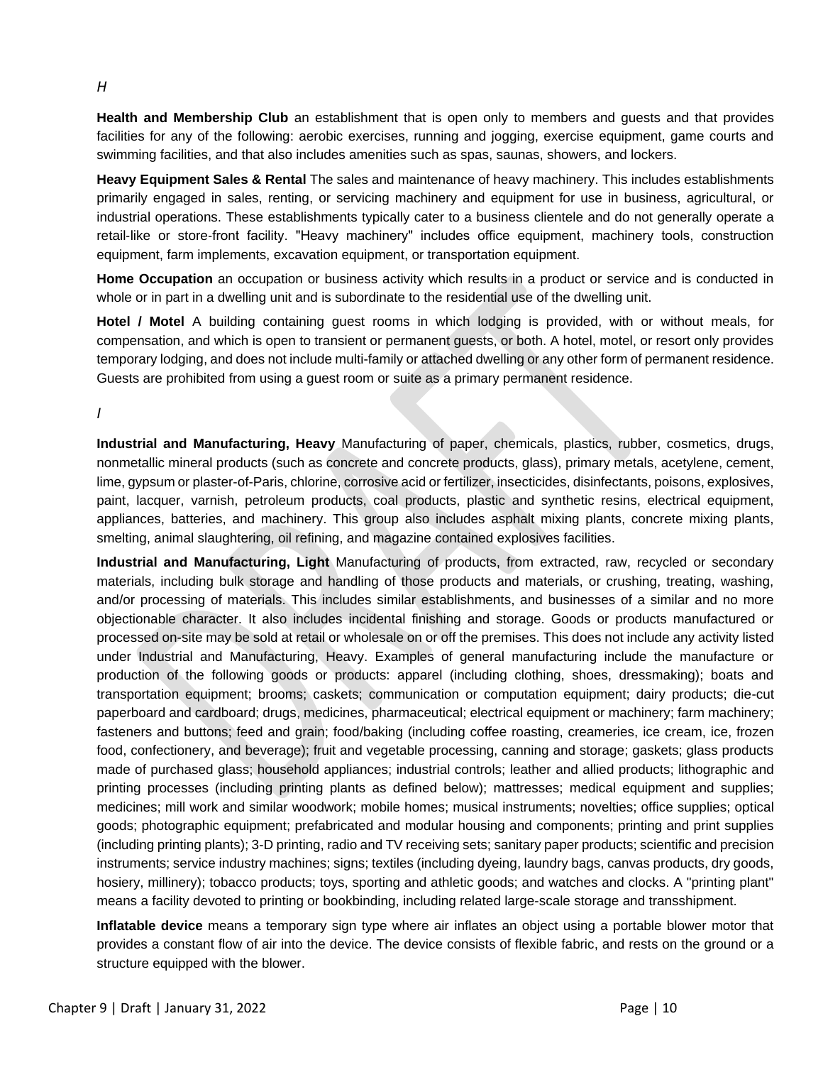*H*

**Health and Membership Club** an establishment that is open only to members and guests and that provides facilities for any of the following: aerobic exercises, running and jogging, exercise equipment, game courts and swimming facilities, and that also includes amenities such as spas, saunas, showers, and lockers.

**Heavy Equipment Sales & Rental** The sales and maintenance of heavy machinery. This includes establishments primarily engaged in sales, renting, or servicing machinery and equipment for use in business, agricultural, or industrial operations. These establishments typically cater to a business clientele and do not generally operate a retail-like or store-front facility. "Heavy machinery" includes office equipment, machinery tools, construction equipment, farm implements, excavation equipment, or transportation equipment.

**Home Occupation** an occupation or business activity which results in a product or service and is conducted in whole or in part in a dwelling unit and is subordinate to the residential use of the dwelling unit.

**Hotel / Motel** A building containing guest rooms in which lodging is provided, with or without meals, for compensation, and which is open to transient or permanent guests, or both. A hotel, motel, or resort only provides temporary lodging, and does not include multi-family or attached dwelling or any other form of permanent residence. Guests are prohibited from using a guest room or suite as a primary permanent residence.

*I*

**Industrial and Manufacturing, Heavy** Manufacturing of paper, chemicals, plastics, rubber, cosmetics, drugs, nonmetallic mineral products (such as concrete and concrete products, glass), primary metals, acetylene, cement, lime, gypsum or plaster-of-Paris, chlorine, corrosive acid or fertilizer, insecticides, disinfectants, poisons, explosives, paint, lacquer, varnish, petroleum products, coal products, plastic and synthetic resins, electrical equipment, appliances, batteries, and machinery. This group also includes asphalt mixing plants, concrete mixing plants, smelting, animal slaughtering, oil refining, and magazine contained explosives facilities.

**Industrial and Manufacturing, Light** Manufacturing of products, from extracted, raw, recycled or secondary materials, including bulk storage and handling of those products and materials, or crushing, treating, washing, and/or processing of materials. This includes similar establishments, and businesses of a similar and no more objectionable character. It also includes incidental finishing and storage. Goods or products manufactured or processed on-site may be sold at retail or wholesale on or off the premises. This does not include any activity listed under Industrial and Manufacturing, Heavy. Examples of general manufacturing include the manufacture or production of the following goods or products: apparel (including clothing, shoes, dressmaking); boats and transportation equipment; brooms; caskets; communication or computation equipment; dairy products; die-cut paperboard and cardboard; drugs, medicines, pharmaceutical; electrical equipment or machinery; farm machinery; fasteners and buttons; feed and grain; food/baking (including coffee roasting, creameries, ice cream, ice, frozen food, confectionery, and beverage); fruit and vegetable processing, canning and storage; gaskets; glass products made of purchased glass; household appliances; industrial controls; leather and allied products; lithographic and printing processes (including printing plants as defined below); mattresses; medical equipment and supplies; medicines; mill work and similar woodwork; mobile homes; musical instruments; novelties; office supplies; optical goods; photographic equipment; prefabricated and modular housing and components; printing and print supplies (including printing plants); 3-D printing, radio and TV receiving sets; sanitary paper products; scientific and precision instruments; service industry machines; signs; textiles (including dyeing, laundry bags, canvas products, dry goods, hosiery, millinery); tobacco products; toys, sporting and athletic goods; and watches and clocks. A "printing plant" means a facility devoted to printing or bookbinding, including related large-scale storage and transshipment.

**Inflatable device** means a temporary sign type where air inflates an object using a portable blower motor that provides a constant flow of air into the device. The device consists of flexible fabric, and rests on the ground or a structure equipped with the blower.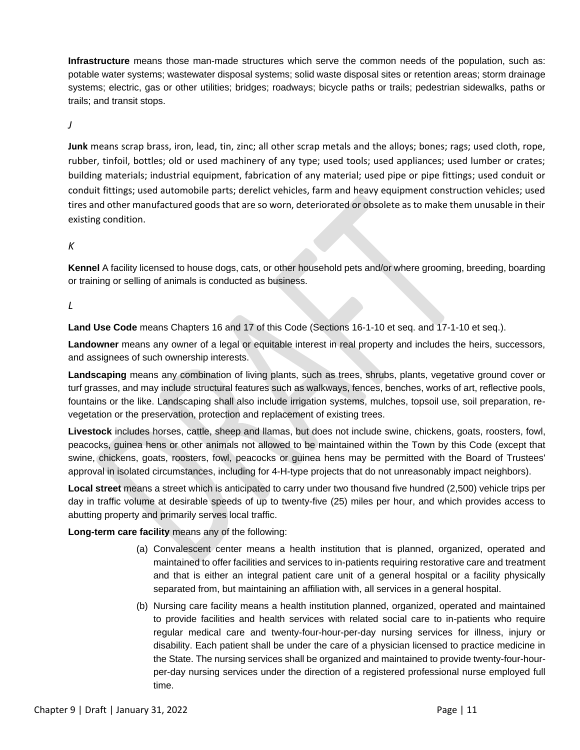**Infrastructure** means those man-made structures which serve the common needs of the population, such as: potable water systems; wastewater disposal systems; solid waste disposal sites or retention areas; storm drainage systems; electric, gas or other utilities; bridges; roadways; bicycle paths or trails; pedestrian sidewalks, paths or trails; and transit stops.

*J*

**Junk** means scrap brass, iron, lead, tin, zinc; all other scrap metals and the alloys; bones; rags; used cloth, rope, rubber, tinfoil, bottles; old or used machinery of any type; used tools; used appliances; used lumber or crates; building materials; industrial equipment, fabrication of any material; used pipe or pipe fittings; used conduit or conduit fittings; used automobile parts; derelict vehicles, farm and heavy equipment construction vehicles; used tires and other manufactured goods that are so worn, deteriorated or obsolete as to make them unusable in their existing condition.

*K*

**Kennel** A facility licensed to house dogs, cats, or other household pets and/or where grooming, breeding, boarding or training or selling of animals is conducted as business.

*L*

**Land Use Code** means Chapters 16 and 17 of this Code (Sections 16-1-10 et seq. and 17-1-10 et seq.).

**Landowner** means any owner of a legal or equitable interest in real property and includes the heirs, successors, and assignees of such ownership interests.

**Landscaping** means any combination of living plants, such as trees, shrubs, plants, vegetative ground cover or turf grasses, and may include structural features such as walkways, fences, benches, works of art, reflective pools, fountains or the like. Landscaping shall also include irrigation systems, mulches, topsoil use, soil preparation, re-vegetation or the preservation, protection and replacement of existing trees.

**Livestock** includes horses, cattle, sheep and llamas, but does not include swine, chickens, goats, roosters, fowl, peacocks, guinea hens or other animals not allowed to be maintained within the Town by this Code (except that swine, chickens, goats, roosters, fowl, peacocks or guinea hens may be permitted with the Board of Trustees' approval in isolated circumstances, including for 4-H-type projects that do not unreasonably impact neighbors).

**Local street** means a street which is anticipated to carry under two thousand five hundred (2,500) vehicle trips per day in traffic volume at desirable speeds of up to twenty-five (25) miles per hour, and which provides access to abutting property and primarily serves local traffic.

**Long-term care facility** means any of the following:

(a) Convalescent center means a health institution that is planned, organized, operated and maintained to offer facilities and services to in-patients requiring restorative care and treatment and that is either an integral patient care unit of a general hospital or a facility physically separated from, but maintaining an affiliation with, all services in a general hospital.

(b) Nursing care facility means a health institution planned, organized, operated and maintained to provide facilities and health services with related social care to in-patients who require regular medical care and twenty-four-hour-per-day nursing services for illness, injury or disability. Each patient shall be under the care of a physician licensed to practice medicine in the State. The nursing services shall be organized and maintained to provide twenty-four-hour-per-day nursing services under the direction of a registered professional nurse employed full time.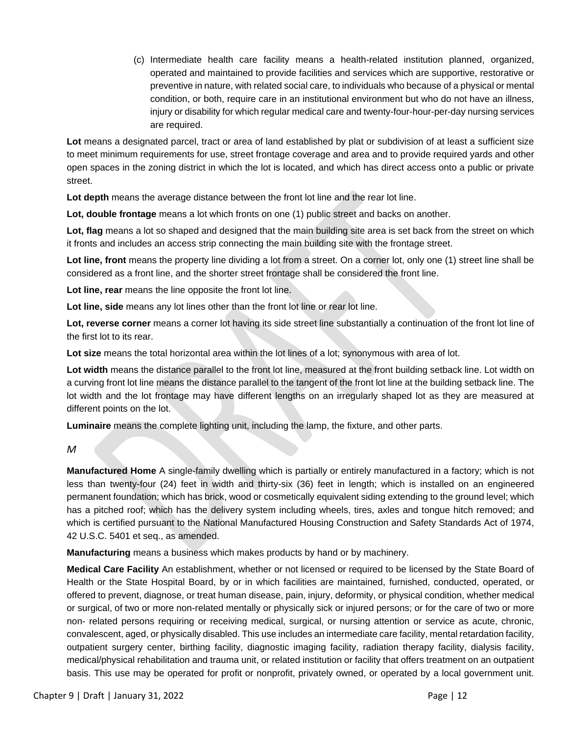(c) Intermediate health care facility means a health-related institution planned, organized, operated and maintained to provide facilities and services which are supportive, restorative or preventive in nature, with related social care, to individuals who because of a physical or mental condition, or both, require care in an institutional environment but who do not have an illness, injury or disability for which regular medical care and twenty-four-hour-per-day nursing services are required.

**Lot** means a designated parcel, tract or area of land established by plat or subdivision of at least a sufficient size to meet minimum requirements for use, street frontage coverage and area and to provide required yards and other open spaces in the zoning district in which the lot is located, and which has direct access onto a public or private street.

**Lot depth** means the average distance between the front lot line and the rear lot line.

**Lot, double frontage** means a lot which fronts on one (1) public street and backs on another.

**Lot, flag** means a lot so shaped and designed that the main building site area is set back from the street on which it fronts and includes an access strip connecting the main building site with the frontage street.

**Lot line, front** means the property line dividing a lot from a street. On a corner lot, only one (1) street line shall be considered as a front line, and the shorter street frontage shall be considered the front line.

**Lot line, rear** means the line opposite the front lot line.

**Lot line, side** means any lot lines other than the front lot line or rear lot line.

**Lot, reverse corner** means a corner lot having its side street line substantially a continuation of the front lot line of the first lot to its rear.

**Lot size** means the total horizontal area within the lot lines of a lot; synonymous with area of lot.

**Lot width** means the distance parallel to the front lot line, measured at the front building setback line. Lot width on a curving front lot line means the distance parallel to the tangent of the front lot line at the building setback line. The lot width and the lot frontage may have different lengths on an irregularly shaped lot as they are measured at different points on the lot.

**Luminaire** means the complete lighting unit, including the lamp, the fixture, and other parts.

*M*

**Manufactured Home** A single-family dwelling which is partially or entirely manufactured in a factory; which is not less than twenty-four (24) feet in width and thirty-six (36) feet in length; which is installed on an engineered permanent foundation; which has brick, wood or cosmetically equivalent siding extending to the ground level; which has a pitched roof; which has the delivery system including wheels, tires, axles and tongue hitch removed; and which is certified pursuant to the National Manufactured Housing Construction and Safety Standards Act of 1974, 42 U.S.C. 5401 et seq., as amended.

**Manufacturing** means a business which makes products by hand or by machinery.

**Medical Care Facility** An establishment, whether or not licensed or required to be licensed by the State Board of Health or the State Hospital Board, by or in which facilities are maintained, furnished, conducted, operated, or offered to prevent, diagnose, or treat human disease, pain, injury, deformity, or physical condition, whether medical or surgical, of two or more non-related mentally or physically sick or injured persons; or for the care of two or more non- related persons requiring or receiving medical, surgical, or nursing attention or service as acute, chronic, convalescent, aged, or physically disabled. This use includes an intermediate care facility, mental retardation facility, outpatient surgery center, birthing facility, diagnostic imaging facility, radiation therapy facility, dialysis facility, medical/physical rehabilitation and trauma unit, or related institution or facility that offers treatment on an outpatient basis. This use may be operated for profit or nonprofit, privately owned, or operated by a local government unit.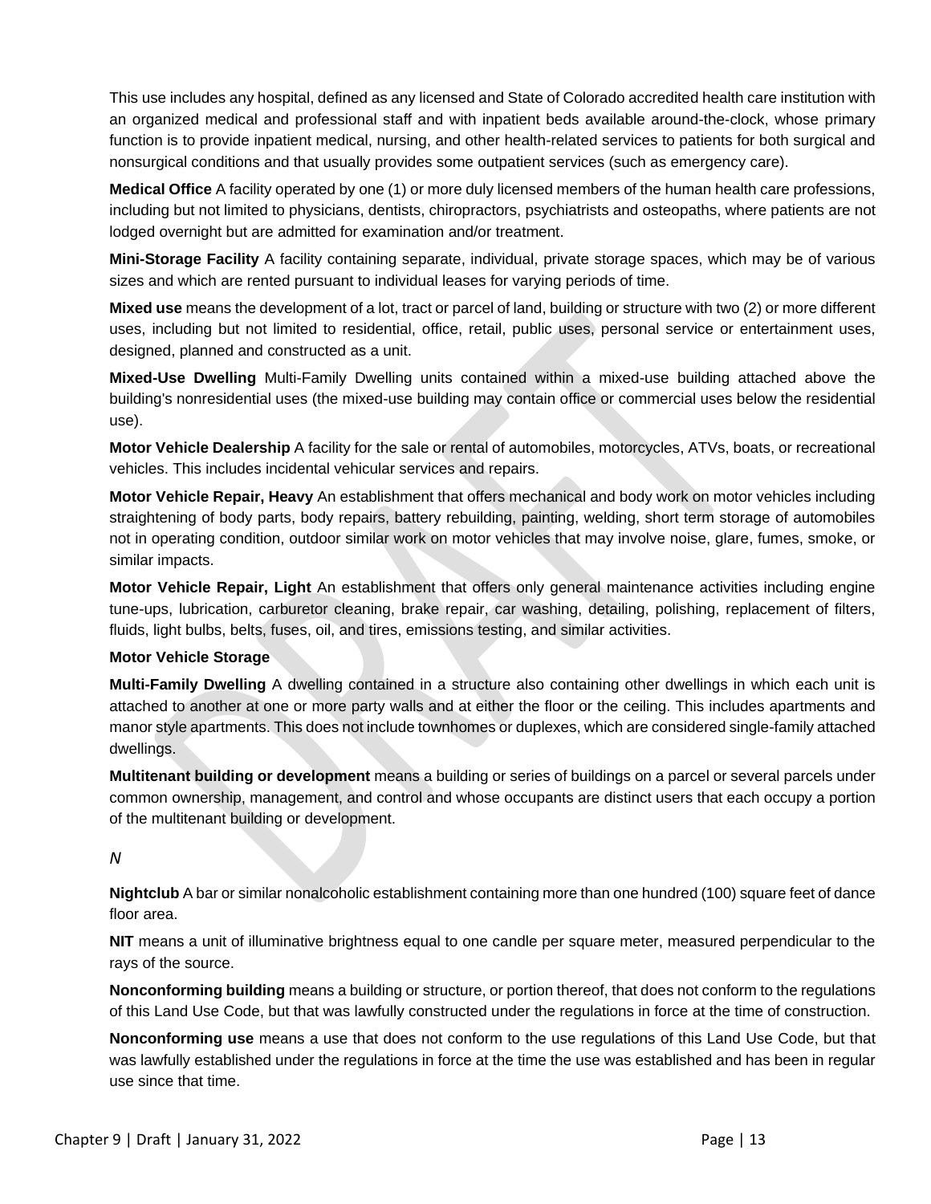This use includes any hospital, defined as any licensed and State of Colorado accredited health care institution with an organized medical and professional staff and with inpatient beds available around-the-clock, whose primary function is to provide inpatient medical, nursing, and other health-related services to patients for both surgical and nonsurgical conditions and that usually provides some outpatient services (such as emergency care).

**Medical Office** A facility operated by one (1) or more duly licensed members of the human health care professions, including but not limited to physicians, dentists, chiropractors, psychiatrists and osteopaths, where patients are not lodged overnight but are admitted for examination and/or treatment.

**Mini-Storage Facility** A facility containing separate, individual, private storage spaces, which may be of various sizes and which are rented pursuant to individual leases for varying periods of time.

**Mixed use** means the development of a lot, tract or parcel of land, building or structure with two (2) or more different uses, including but not limited to residential, office, retail, public uses, personal service or entertainment uses, designed, planned and constructed as a unit.

**Mixed-Use Dwelling** Multi-Family Dwelling units contained within a mixed-use building attached above the building's nonresidential uses (the mixed-use building may contain office or commercial uses below the residential use).

**Motor Vehicle Dealership** A facility for the sale or rental of automobiles, motorcycles, ATVs, boats, or recreational vehicles. This includes incidental vehicular services and repairs.

**Motor Vehicle Repair, Heavy** An establishment that offers mechanical and body work on motor vehicles including straightening of body parts, body repairs, battery rebuilding, painting, welding, short term storage of automobiles not in operating condition, outdoor similar work on motor vehicles that may involve noise, glare, fumes, smoke, or similar impacts.

**Motor Vehicle Repair, Light** An establishment that offers only general maintenance activities including engine tune-ups, lubrication, carburetor cleaning, brake repair, car washing, detailing, polishing, replacement of filters, fluids, light bulbs, belts, fuses, oil, and tires, emissions testing, and similar activities.

**Motor Vehicle Storage**

**Multi-Family Dwelling** A dwelling contained in a structure also containing other dwellings in which each unit is attached to another at one or more party walls and at either the floor or the ceiling. This includes apartments and manor style apartments. This does not include townhomes or duplexes, which are considered single-family attached dwellings.

**Multitenant building or development** means a building or series of buildings on a parcel or several parcels under common ownership, management, and control and whose occupants are distinct users that each occupy a portion of the multitenant building or development.

*N*

**Nightclub** A bar or similar nonalcoholic establishment containing more than one hundred (100) square feet of dance floor area.

**NIT** means a unit of illuminative brightness equal to one candle per square meter, measured perpendicular to the rays of the source.

**Nonconforming building** means a building or structure, or portion thereof, that does not conform to the regulations of this Land Use Code, but that was lawfully constructed under the regulations in force at the time of construction.

**Nonconforming use** means a use that does not conform to the use regulations of this Land Use Code, but that was lawfully established under the regulations in force at the time the use was established and has been in regular use since that time.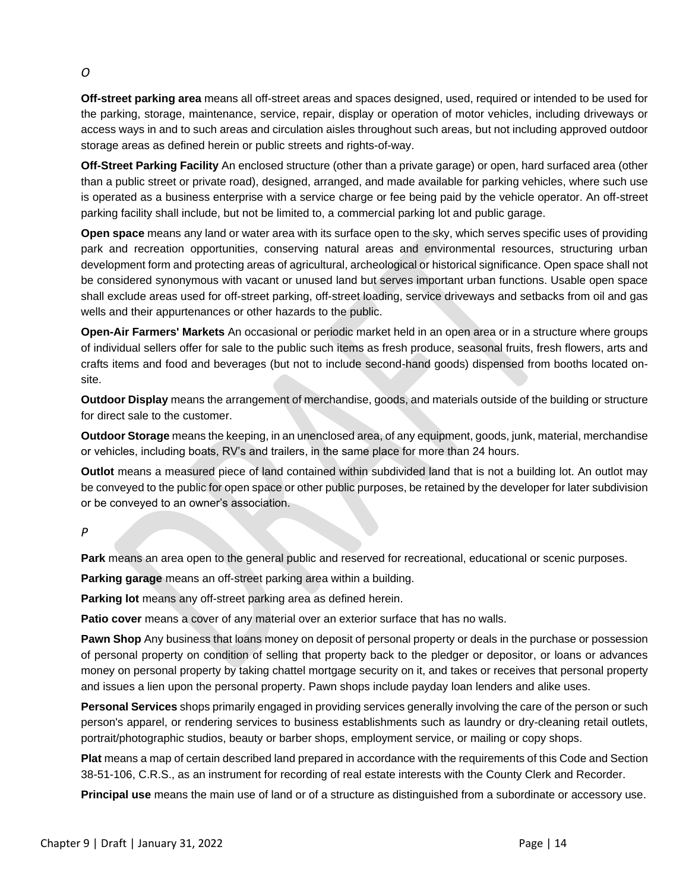*O*

**Off-street parking area** means all off-street areas and spaces designed, used, required or intended to be used for the parking, storage, maintenance, service, repair, display or operation of motor vehicles, including driveways or access ways in and to such areas and circulation aisles throughout such areas, but not including approved outdoor storage areas as defined herein or public streets and rights-of-way.

**Off-Street Parking Facility** An enclosed structure (other than a private garage) or open, hard surfaced area (other than a public street or private road), designed, arranged, and made available for parking vehicles, where such use is operated as a business enterprise with a service charge or fee being paid by the vehicle operator. An off-street parking facility shall include, but not be limited to, a commercial parking lot and public garage.

**Open space** means any land or water area with its surface open to the sky, which serves specific uses of providing park and recreation opportunities, conserving natural areas and environmental resources, structuring urban development form and protecting areas of agricultural, archeological or historical significance. Open space shall not be considered synonymous with vacant or unused land but serves important urban functions. Usable open space shall exclude areas used for off-street parking, off-street loading, service driveways and setbacks from oil and gas wells and their appurtenances or other hazards to the public.

**Open-Air Farmers' Markets** An occasional or periodic market held in an open area or in a structure where groups of individual sellers offer for sale to the public such items as fresh produce, seasonal fruits, fresh flowers, arts and crafts items and food and beverages (but not to include second-hand goods) dispensed from booths located on-site.

**Outdoor Display** means the arrangement of merchandise, goods, and materials outside of the building or structure for direct sale to the customer.

**Outdoor Storage** means the keeping, in an unenclosed area, of any equipment, goods, junk, material, merchandise or vehicles, including boats, RV's and trailers, in the same place for more than 24 hours.

**Outlot** means a measured piece of land contained within subdivided land that is not a building lot. An outlot may be conveyed to the public for open space or other public purposes, be retained by the developer for later subdivision or be conveyed to an owner's association.

*P*

**Park** means an area open to the general public and reserved for recreational, educational or scenic purposes.

**Parking garage** means an off-street parking area within a building.

**Parking lot** means any off-street parking area as defined herein.

**Patio cover** means a cover of any material over an exterior surface that has no walls.

**Pawn Shop** Any business that loans money on deposit of personal property or deals in the purchase or possession of personal property on condition of selling that property back to the pledger or depositor, or loans or advances money on personal property by taking chattel mortgage security on it, and takes or receives that personal property and issues a lien upon the personal property. Pawn shops include payday loan lenders and alike uses.

**Personal Services** shops primarily engaged in providing services generally involving the care of the person or such person's apparel, or rendering services to business establishments such as laundry or dry-cleaning retail outlets, portrait/photographic studios, beauty or barber shops, employment service, or mailing or copy shops.

**Plat** means a map of certain described land prepared in accordance with the requirements of this Code and Section 38-51-106, C.R.S., as an instrument for recording of real estate interests with the County Clerk and Recorder.

**Principal use** means the main use of land or of a structure as distinguished from a subordinate or accessory use.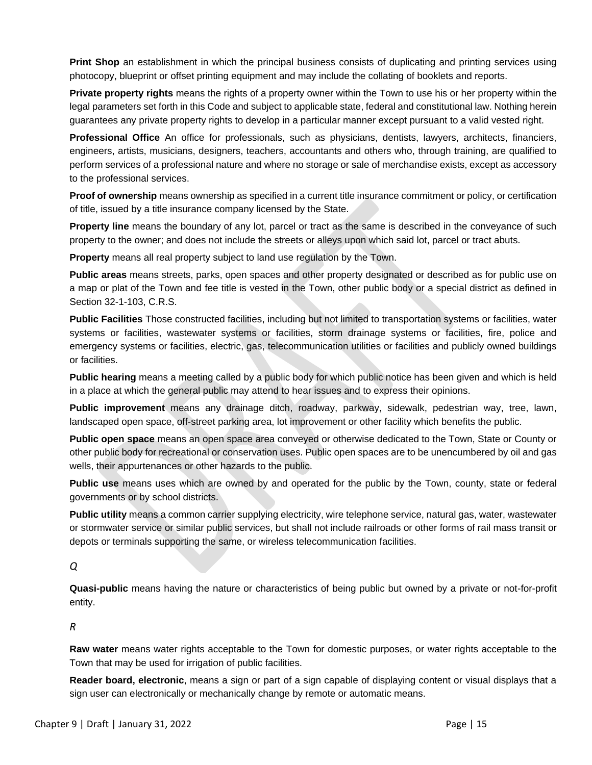**Print Shop** an establishment in which the principal business consists of duplicating and printing services using photocopy, blueprint or offset printing equipment and may include the collating of booklets and reports.

**Private property rights** means the rights of a property owner within the Town to use his or her property within the legal parameters set forth in this Code and subject to applicable state, federal and constitutional law. Nothing herein guarantees any private property rights to develop in a particular manner except pursuant to a valid vested right.

**Professional Office** An office for professionals, such as physicians, dentists, lawyers, architects, financiers, engineers, artists, musicians, designers, teachers, accountants and others who, through training, are qualified to perform services of a professional nature and where no storage or sale of merchandise exists, except as accessory to the professional services.

**Proof of ownership** means ownership as specified in a current title insurance commitment or policy, or certification of title, issued by a title insurance company licensed by the State.

**Property line** means the boundary of any lot, parcel or tract as the same is described in the conveyance of such property to the owner; and does not include the streets or alleys upon which said lot, parcel or tract abuts.

**Property** means all real property subject to land use regulation by the Town.

**Public areas** means streets, parks, open spaces and other property designated or described as for public use on a map or plat of the Town and fee title is vested in the Town, other public body or a special district as defined in Section 32-1-103, C.R.S.

**Public Facilities** Those constructed facilities, including but not limited to transportation systems or facilities, water systems or facilities, wastewater systems or facilities, storm drainage systems or facilities, fire, police and emergency systems or facilities, electric, gas, telecommunication utilities or facilities and publicly owned buildings or facilities.

**Public hearing** means a meeting called by a public body for which public notice has been given and which is held in a place at which the general public may attend to hear issues and to express their opinions.

**Public improvement** means any drainage ditch, roadway, parkway, sidewalk, pedestrian way, tree, lawn, landscaped open space, off-street parking area, lot improvement or other facility which benefits the public.

**Public open space** means an open space area conveyed or otherwise dedicated to the Town, State or County or other public body for recreational or conservation uses. Public open spaces are to be unencumbered by oil and gas wells, their appurtenances or other hazards to the public.

**Public use** means uses which are owned by and operated for the public by the Town, county, state or federal governments or by school districts.

**Public utility** means a common carrier supplying electricity, wire telephone service, natural gas, water, wastewater or stormwater service or similar public services, but shall not include railroads or other forms of rail mass transit or depots or terminals supporting the same, or wireless telecommunication facilities.

*Q*

**Quasi-public** means having the nature or characteristics of being public but owned by a private or not-for-profit entity.

*R*

**Raw water** means water rights acceptable to the Town for domestic purposes, or water rights acceptable to the Town that may be used for irrigation of public facilities.

**Reader board, electronic**, means a sign or part of a sign capable of displaying content or visual displays that a sign user can electronically or mechanically change by remote or automatic means.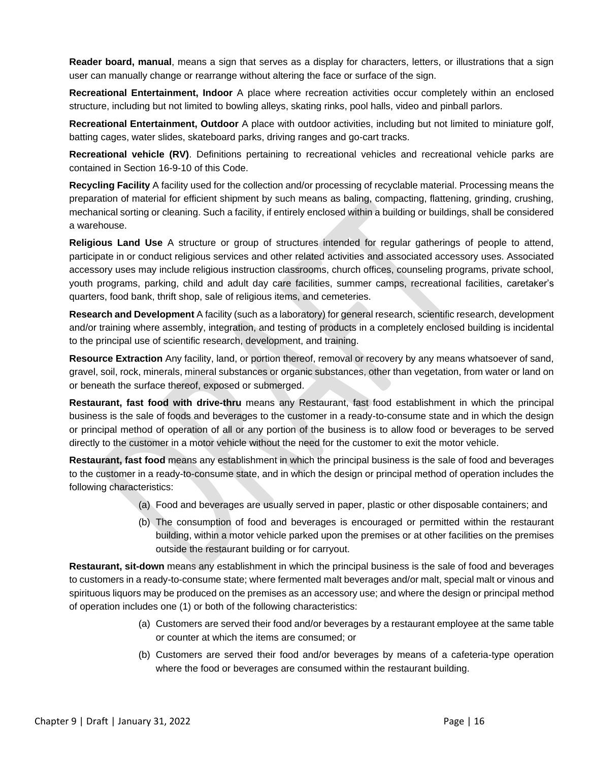**Reader board, manual**, means a sign that serves as a display for characters, letters, or illustrations that a sign user can manually change or rearrange without altering the face or surface of the sign.

**Recreational Entertainment, Indoor** A place where recreation activities occur completely within an enclosed structure, including but not limited to bowling alleys, skating rinks, pool halls, video and pinball parlors.

**Recreational Entertainment, Outdoor** A place with outdoor activities, including but not limited to miniature golf, batting cages, water slides, skateboard parks, driving ranges and go-cart tracks.

**Recreational vehicle (RV)**. Definitions pertaining to recreational vehicles and recreational vehicle parks are contained in Section 16-9-10 of this Code.

**Recycling Facility** A facility used for the collection and/or processing of recyclable material. Processing means the preparation of material for efficient shipment by such means as baling, compacting, flattening, grinding, crushing, mechanical sorting or cleaning. Such a facility, if entirely enclosed within a building or buildings, shall be considered a warehouse.

**Religious Land Use** A structure or group of structures intended for regular gatherings of people to attend, participate in or conduct religious services and other related activities and associated accessory uses. Associated accessory uses may include religious instruction classrooms, church offices, counseling programs, private school, youth programs, parking, child and adult day care facilities, summer camps, recreational facilities, caretaker's quarters, food bank, thrift shop, sale of religious items, and cemeteries.

**Research and Development** A facility (such as a laboratory) for general research, scientific research, development and/or training where assembly, integration, and testing of products in a completely enclosed building is incidental to the principal use of scientific research, development, and training.

**Resource Extraction** Any facility, land, or portion thereof, removal or recovery by any means whatsoever of sand, gravel, soil, rock, minerals, mineral substances or organic substances, other than vegetation, from water or land on or beneath the surface thereof, exposed or submerged.

**Restaurant, fast food with drive-thru** means any Restaurant, fast food establishment in which the principal business is the sale of foods and beverages to the customer in a ready-to-consume state and in which the design or principal method of operation of all or any portion of the business is to allow food or beverages to be served directly to the customer in a motor vehicle without the need for the customer to exit the motor vehicle.

**Restaurant, fast food** means any establishment in which the principal business is the sale of food and beverages to the customer in a ready-to-consume state, and in which the design or principal method of operation includes the following characteristics:

(a) Food and beverages are usually served in paper, plastic or other disposable containers; and

(b) The consumption of food and beverages is encouraged or permitted within the restaurant building, within a motor vehicle parked upon the premises or at other facilities on the premises outside the restaurant building or for carryout.

**Restaurant, sit-down** means any establishment in which the principal business is the sale of food and beverages to customers in a ready-to-consume state; where fermented malt beverages and/or malt, special malt or vinous and spirituous liquors may be produced on the premises as an accessory use; and where the design or principal method of operation includes one (1) or both of the following characteristics:

(a) Customers are served their food and/or beverages by a restaurant employee at the same table or counter at which the items are consumed; or

(b) Customers are served their food and/or beverages by means of a cafeteria-type operation where the food or beverages are consumed within the restaurant building.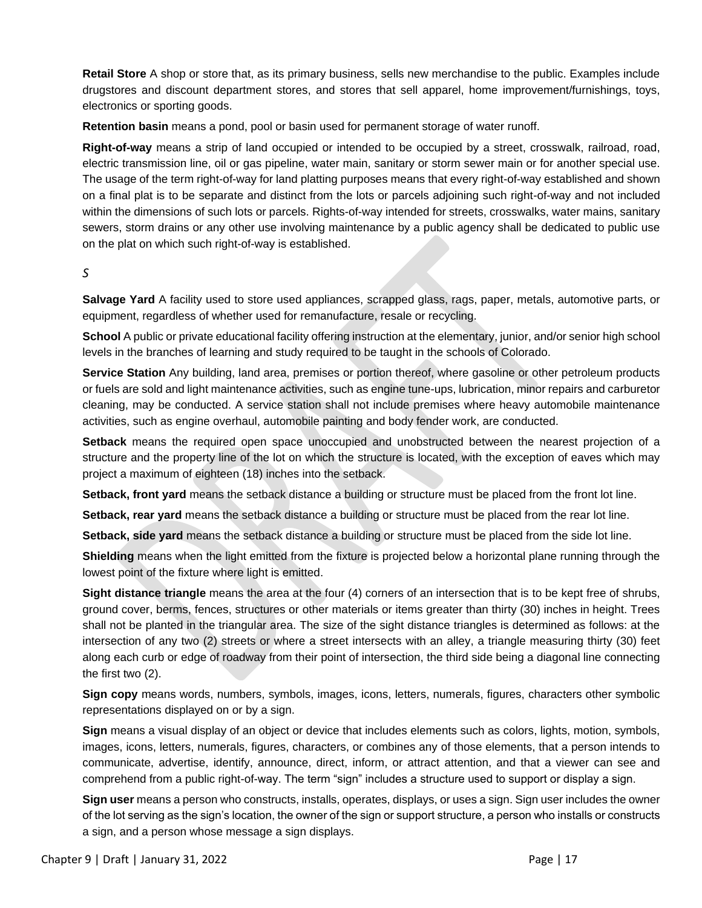**Retail Store** A shop or store that, as its primary business, sells new merchandise to the public. Examples include drugstores and discount department stores, and stores that sell apparel, home improvement/furnishings, toys, electronics or sporting goods.

**Retention basin** means a pond, pool or basin used for permanent storage of water runoff.

**Right-of-way** means a strip of land occupied or intended to be occupied by a street, crosswalk, railroad, road, electric transmission line, oil or gas pipeline, water main, sanitary or storm sewer main or for another special use. The usage of the term right-of-way for land platting purposes means that every right-of-way established and shown on a final plat is to be separate and distinct from the lots or parcels adjoining such right-of-way and not included within the dimensions of such lots or parcels. Rights-of-way intended for streets, crosswalks, water mains, sanitary sewers, storm drains or any other use involving maintenance by a public agency shall be dedicated to public use on the plat on which such right-of-way is established.

*S*

**Salvage Yard** A facility used to store used appliances, scrapped glass, rags, paper, metals, automotive parts, or equipment, regardless of whether used for remanufacture, resale or recycling.

**School** A public or private educational facility offering instruction at the elementary, junior, and/or senior high school levels in the branches of learning and study required to be taught in the schools of Colorado.

**Service Station** Any building, land area, premises or portion thereof, where gasoline or other petroleum products or fuels are sold and light maintenance activities, such as engine tune-ups, lubrication, minor repairs and carburetor cleaning, may be conducted. A service station shall not include premises where heavy automobile maintenance activities, such as engine overhaul, automobile painting and body fender work, are conducted.

**Setback** means the required open space unoccupied and unobstructed between the nearest projection of a structure and the property line of the lot on which the structure is located, with the exception of eaves which may project a maximum of eighteen (18) inches into the setback.

**Setback, front yard** means the setback distance a building or structure must be placed from the front lot line.

**Setback, rear yard** means the setback distance a building or structure must be placed from the rear lot line.

**Setback, side yard** means the setback distance a building or structure must be placed from the side lot line.

**Shielding** means when the light emitted from the fixture is projected below a horizontal plane running through the lowest point of the fixture where light is emitted.

**Sight distance triangle** means the area at the four (4) corners of an intersection that is to be kept free of shrubs, ground cover, berms, fences, structures or other materials or items greater than thirty (30) inches in height. Trees shall not be planted in the triangular area. The size of the sight distance triangles is determined as follows: at the intersection of any two (2) streets or where a street intersects with an alley, a triangle measuring thirty (30) feet along each curb or edge of roadway from their point of intersection, the third side being a diagonal line connecting the first two (2).

**Sign copy** means words, numbers, symbols, images, icons, letters, numerals, figures, characters other symbolic representations displayed on or by a sign.

**Sign** means a visual display of an object or device that includes elements such as colors, lights, motion, symbols, images, icons, letters, numerals, figures, characters, or combines any of those elements, that a person intends to communicate, advertise, identify, announce, direct, inform, or attract attention, and that a viewer can see and comprehend from a public right-of-way. The term "sign" includes a structure used to support or display a sign.

**Sign user** means a person who constructs, installs, operates, displays, or uses a sign. Sign user includes the owner of the lot serving as the sign's location, the owner of the sign or support structure, a person who installs or constructs a sign, and a person whose message a sign displays.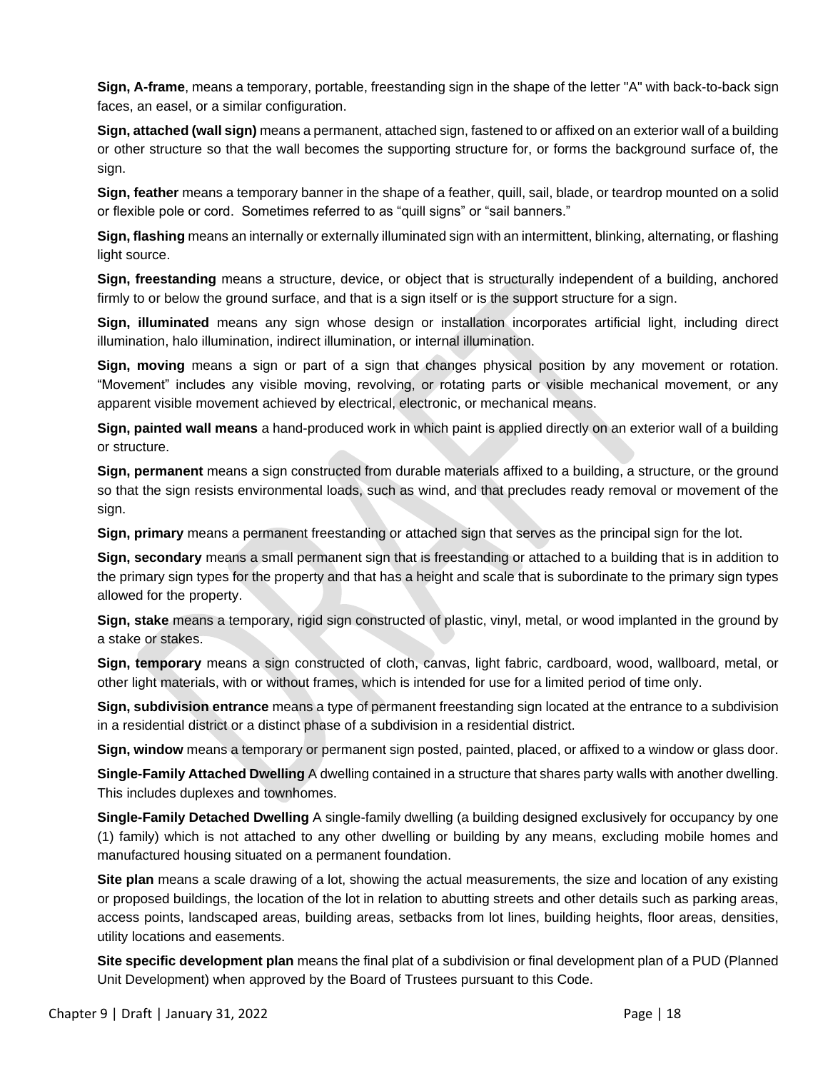**Sign, A-frame**, means a temporary, portable, freestanding sign in the shape of the letter "A" with back-to-back sign faces, an easel, or a similar configuration.

**Sign, attached (wall sign)** means a permanent, attached sign, fastened to or affixed on an exterior wall of a building or other structure so that the wall becomes the supporting structure for, or forms the background surface of, the sign.

**Sign, feather** means a temporary banner in the shape of a feather, quill, sail, blade, or teardrop mounted on a solid or flexible pole or cord. Sometimes referred to as "quill signs" or "sail banners."

**Sign, flashing** means an internally or externally illuminated sign with an intermittent, blinking, alternating, or flashing light source.

**Sign, freestanding** means a structure, device, or object that is structurally independent of a building, anchored firmly to or below the ground surface, and that is a sign itself or is the support structure for a sign.

**Sign, illuminated** means any sign whose design or installation incorporates artificial light, including direct illumination, halo illumination, indirect illumination, or internal illumination.

**Sign, moving** means a sign or part of a sign that changes physical position by any movement or rotation. "Movement" includes any visible moving, revolving, or rotating parts or visible mechanical movement, or any apparent visible movement achieved by electrical, electronic, or mechanical means.

**Sign, painted wall means** a hand-produced work in which paint is applied directly on an exterior wall of a building or structure.

**Sign, permanent** means a sign constructed from durable materials affixed to a building, a structure, or the ground so that the sign resists environmental loads, such as wind, and that precludes ready removal or movement of the sign.

**Sign, primary** means a permanent freestanding or attached sign that serves as the principal sign for the lot.

**Sign, secondary** means a small permanent sign that is freestanding or attached to a building that is in addition to the primary sign types for the property and that has a height and scale that is subordinate to the primary sign types allowed for the property.

**Sign, stake** means a temporary, rigid sign constructed of plastic, vinyl, metal, or wood implanted in the ground by a stake or stakes.

**Sign, temporary** means a sign constructed of cloth, canvas, light fabric, cardboard, wood, wallboard, metal, or other light materials, with or without frames, which is intended for use for a limited period of time only.

**Sign, subdivision entrance** means a type of permanent freestanding sign located at the entrance to a subdivision in a residential district or a distinct phase of a subdivision in a residential district.

**Sign, window** means a temporary or permanent sign posted, painted, placed, or affixed to a window or glass door.

**Single-Family Attached Dwelling** A dwelling contained in a structure that shares party walls with another dwelling. This includes duplexes and townhomes.

**Single-Family Detached Dwelling** A single-family dwelling (a building designed exclusively for occupancy by one (1) family) which is not attached to any other dwelling or building by any means, excluding mobile homes and manufactured housing situated on a permanent foundation.

**Site plan** means a scale drawing of a lot, showing the actual measurements, the size and location of any existing or proposed buildings, the location of the lot in relation to abutting streets and other details such as parking areas, access points, landscaped areas, building areas, setbacks from lot lines, building heights, floor areas, densities, utility locations and easements.

**Site specific development plan** means the final plat of a subdivision or final development plan of a PUD (Planned Unit Development) when approved by the Board of Trustees pursuant to this Code.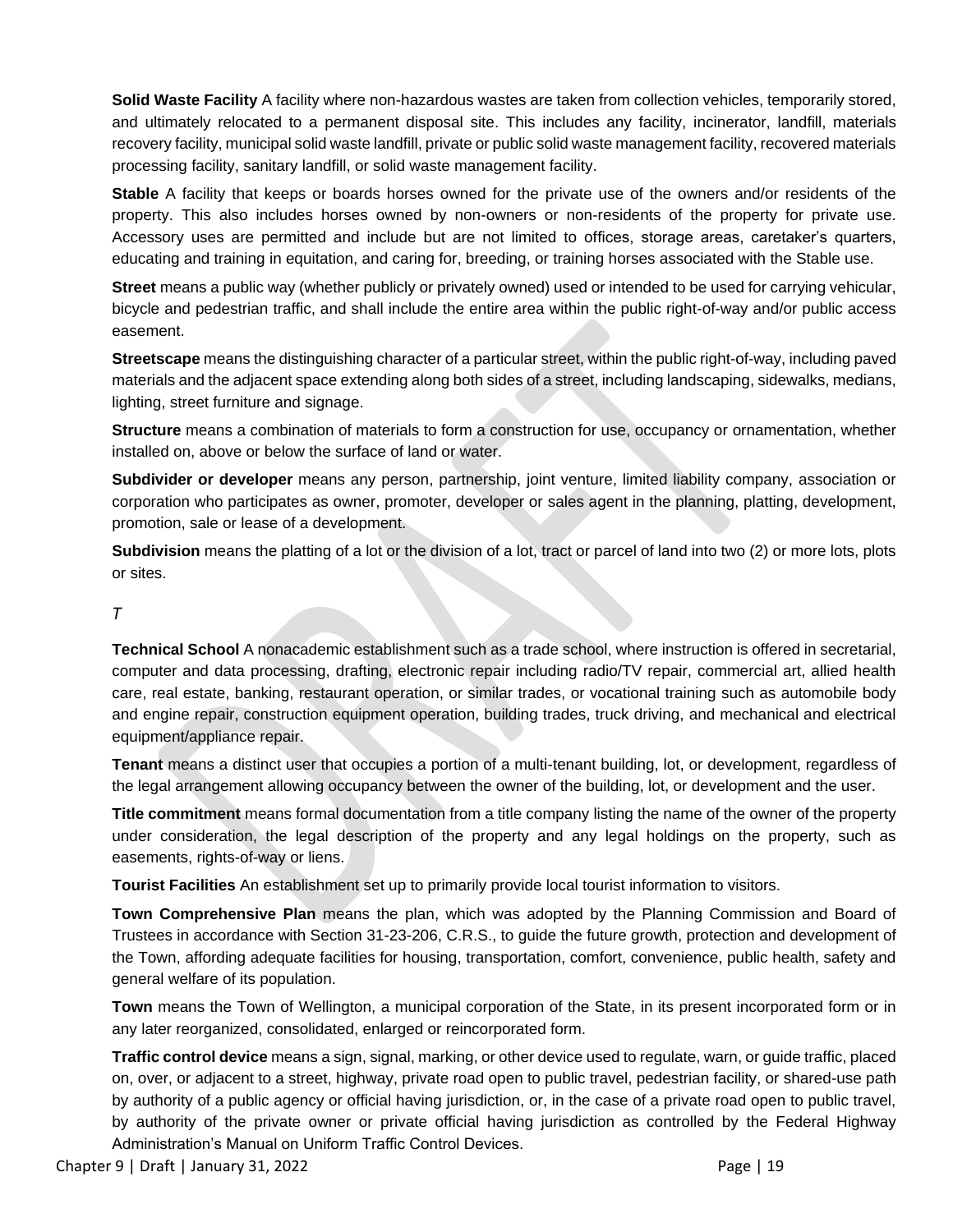**Solid Waste Facility** A facility where non-hazardous wastes are taken from collection vehicles, temporarily stored, and ultimately relocated to a permanent disposal site. This includes any facility, incinerator, landfill, materials recovery facility, municipal solid waste landfill, private or public solid waste management facility, recovered materials processing facility, sanitary landfill, or solid waste management facility.

**Stable** A facility that keeps or boards horses owned for the private use of the owners and/or residents of the property. This also includes horses owned by non-owners or non-residents of the property for private use. Accessory uses are permitted and include but are not limited to offices, storage areas, caretaker's quarters, educating and training in equitation, and caring for, breeding, or training horses associated with the Stable use.

**Street** means a public way (whether publicly or privately owned) used or intended to be used for carrying vehicular, bicycle and pedestrian traffic, and shall include the entire area within the public right-of-way and/or public access easement.

**Streetscape** means the distinguishing character of a particular street, within the public right-of-way, including paved materials and the adjacent space extending along both sides of a street, including landscaping, sidewalks, medians, lighting, street furniture and signage.

**Structure** means a combination of materials to form a construction for use, occupancy or ornamentation, whether installed on, above or below the surface of land or water.

**Subdivider or developer** means any person, partnership, joint venture, limited liability company, association or corporation who participates as owner, promoter, developer or sales agent in the planning, platting, development, promotion, sale or lease of a development.

**Subdivision** means the platting of a lot or the division of a lot, tract or parcel of land into two (2) or more lots, plots or sites.

*T*

**Technical School** A nonacademic establishment such as a trade school, where instruction is offered in secretarial, computer and data processing, drafting, electronic repair including radio/TV repair, commercial art, allied health care, real estate, banking, restaurant operation, or similar trades, or vocational training such as automobile body and engine repair, construction equipment operation, building trades, truck driving, and mechanical and electrical equipment/appliance repair.

**Tenant** means a distinct user that occupies a portion of a multi-tenant building, lot, or development, regardless of the legal arrangement allowing occupancy between the owner of the building, lot, or development and the user.

**Title commitment** means formal documentation from a title company listing the name of the owner of the property under consideration, the legal description of the property and any legal holdings on the property, such as easements, rights-of-way or liens.

**Tourist Facilities** An establishment set up to primarily provide local tourist information to visitors.

**Town Comprehensive Plan** means the plan, which was adopted by the Planning Commission and Board of Trustees in accordance with Section 31-23-206, C.R.S., to guide the future growth, protection and development of the Town, affording adequate facilities for housing, transportation, comfort, convenience, public health, safety and general welfare of its population.

**Town** means the Town of Wellington, a municipal corporation of the State, in its present incorporated form or in any later reorganized, consolidated, enlarged or reincorporated form.

**Traffic control device** means a sign, signal, marking, or other device used to regulate, warn, or guide traffic, placed on, over, or adjacent to a street, highway, private road open to public travel, pedestrian facility, or shared-use path by authority of a public agency or official having jurisdiction, or, in the case of a private road open to public travel, by authority of the private owner or private official having jurisdiction as controlled by the Federal Highway Administration's Manual on Uniform Traffic Control Devices.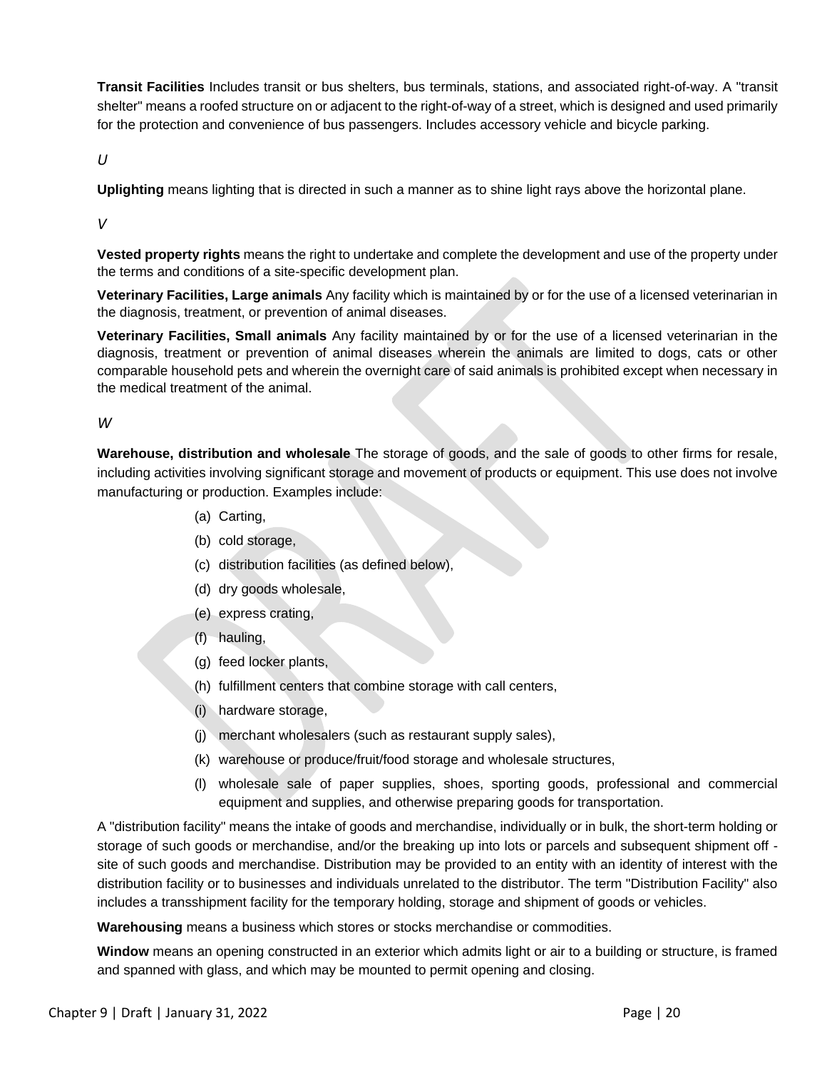**Transit Facilities** Includes transit or bus shelters, bus terminals, stations, and associated right-of-way. A "transit shelter" means a roofed structure on or adjacent to the right-of-way of a street, which is designed and used primarily for the protection and convenience of bus passengers. Includes accessory vehicle and bicycle parking.

*U*

**Uplighting** means lighting that is directed in such a manner as to shine light rays above the horizontal plane.

*V*

**Vested property rights** means the right to undertake and complete the development and use of the property under the terms and conditions of a site-specific development plan.

**Veterinary Facilities, Large animals** Any facility which is maintained by or for the use of a licensed veterinarian in the diagnosis, treatment, or prevention of animal diseases.

**Veterinary Facilities, Small animals** Any facility maintained by or for the use of a licensed veterinarian in the diagnosis, treatment or prevention of animal diseases wherein the animals are limited to dogs, cats or other comparable household pets and wherein the overnight care of said animals is prohibited except when necessary in the medical treatment of the animal.

*W*

**Warehouse, distribution and wholesale** The storage of goods, and the sale of goods to other firms for resale, including activities involving significant storage and movement of products or equipment. This use does not involve manufacturing or production. Examples include:

(a) Carting,
(b) cold storage,
(c) distribution facilities (as defined below),
(d) dry goods wholesale,
(e) express crating,
(f) hauling,
(g) feed locker plants,
(h) fulfillment centers that combine storage with call centers,
(i) hardware storage,
(j) merchant wholesalers (such as restaurant supply sales),
(k) warehouse or produce/fruit/food storage and wholesale structures,
(l) wholesale sale of paper supplies, shoes, sporting goods, professional and commercial equipment and supplies, and otherwise preparing goods for transportation.

A "distribution facility" means the intake of goods and merchandise, individually or in bulk, the short-term holding or storage of such goods or merchandise, and/or the breaking up into lots or parcels and subsequent shipment off - site of such goods and merchandise. Distribution may be provided to an entity with an identity of interest with the distribution facility or to businesses and individuals unrelated to the distributor. The term "Distribution Facility" also includes a transshipment facility for the temporary holding, storage and shipment of goods or vehicles.

**Warehousing** means a business which stores or stocks merchandise or commodities.

**Window** means an opening constructed in an exterior which admits light or air to a building or structure, is framed and spanned with glass, and which may be mounted to permit opening and closing.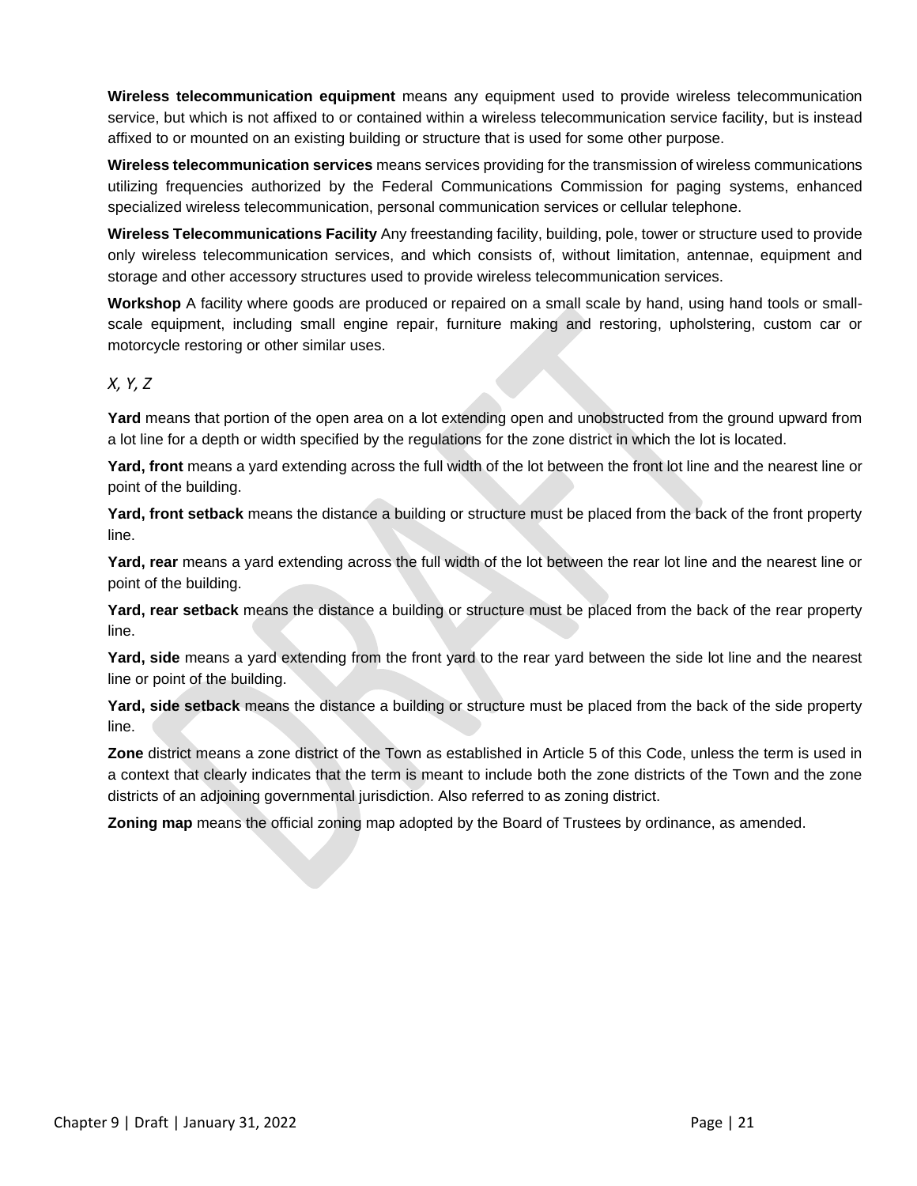**Wireless telecommunication equipment** means any equipment used to provide wireless telecommunication service, but which is not affixed to or contained within a wireless telecommunication service facility, but is instead affixed to or mounted on an existing building or structure that is used for some other purpose.

**Wireless telecommunication services** means services providing for the transmission of wireless communications utilizing frequencies authorized by the Federal Communications Commission for paging systems, enhanced specialized wireless telecommunication, personal communication services or cellular telephone.

**Wireless Telecommunications Facility** Any freestanding facility, building, pole, tower or structure used to provide only wireless telecommunication services, and which consists of, without limitation, antennae, equipment and storage and other accessory structures used to provide wireless telecommunication services.

**Workshop** A facility where goods are produced or repaired on a small scale by hand, using hand tools or small-scale equipment, including small engine repair, furniture making and restoring, upholstering, custom car or motorcycle restoring or other similar uses.

*X, Y, Z*

**Yard** means that portion of the open area on a lot extending open and unobstructed from the ground upward from a lot line for a depth or width specified by the regulations for the zone district in which the lot is located.

**Yard, front** means a yard extending across the full width of the lot between the front lot line and the nearest line or point of the building.

**Yard, front setback** means the distance a building or structure must be placed from the back of the front property line.

**Yard, rear** means a yard extending across the full width of the lot between the rear lot line and the nearest line or point of the building.

**Yard, rear setback** means the distance a building or structure must be placed from the back of the rear property line.

**Yard, side** means a yard extending from the front yard to the rear yard between the side lot line and the nearest line or point of the building.

**Yard, side setback** means the distance a building or structure must be placed from the back of the side property line.

**Zone** district means a zone district of the Town as established in Article 5 of this Code, unless the term is used in a context that clearly indicates that the term is meant to include both the zone districts of the Town and the zone districts of an adjoining governmental jurisdiction. Also referred to as zoning district.

**Zoning map** means the official zoning map adopted by the Board of Trustees by ordinance, as amended.